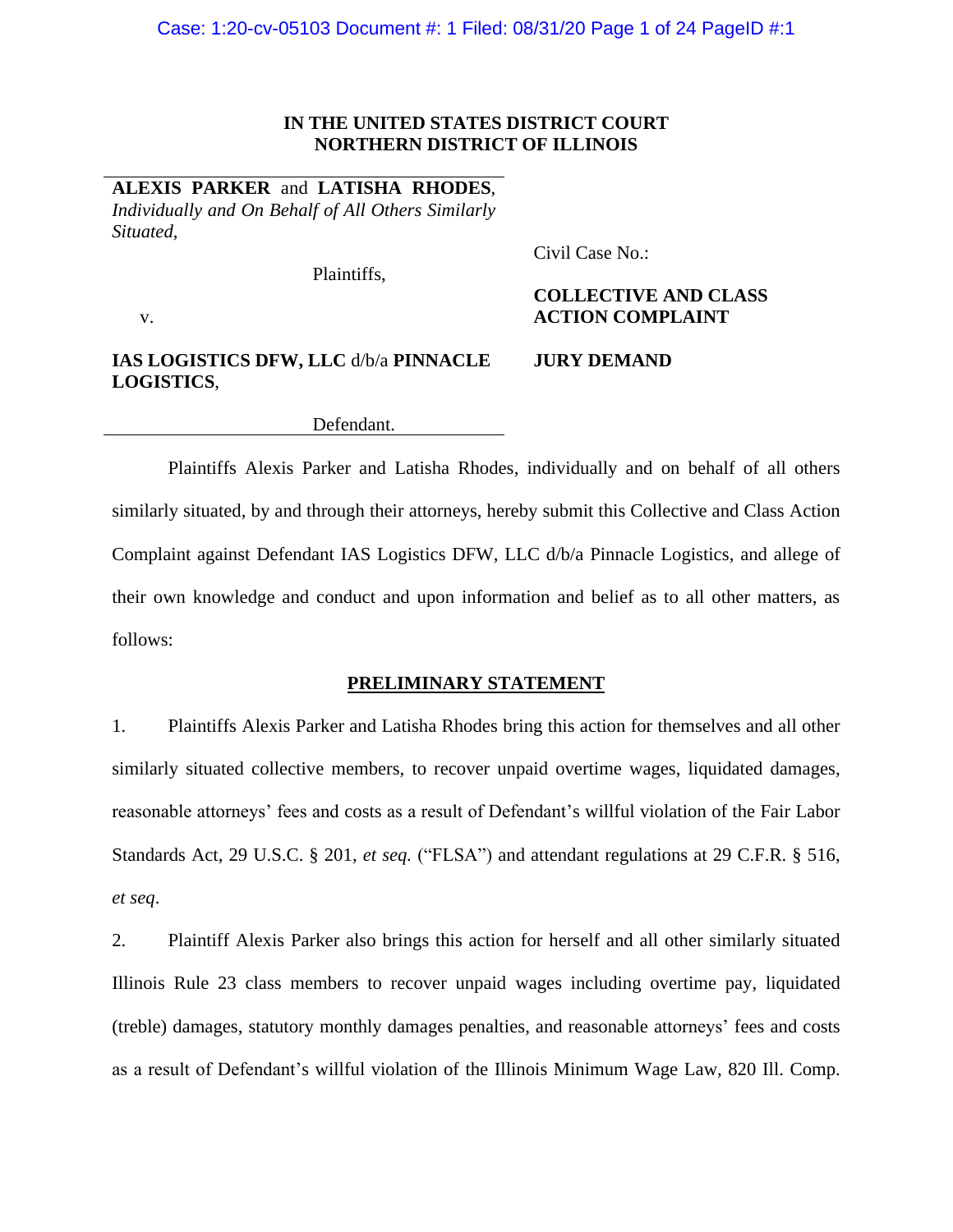**IN THE UNITED STATES DISTRICT COURT**
**NORTHERN DISTRICT OF ILLINOIS**

**ALEXIS PARKER** and **LATISHA RHODES**, *Individually and On Behalf of All Others Similarly Situated*,

Plaintiffs,

v.

**IAS LOGISTICS DFW, LLC** d/b/a **PINNACLE LOGISTICS**,

Defendant.

Civil Case No.:

**COLLECTIVE AND CLASS ACTION COMPLAINT**

**JURY DEMAND**

Plaintiffs Alexis Parker and Latisha Rhodes, individually and on behalf of all others similarly situated, by and through their attorneys, hereby submit this Collective and Class Action Complaint against Defendant IAS Logistics DFW, LLC d/b/a Pinnacle Logistics, and allege of their own knowledge and conduct and upon information and belief as to all other matters, as follows:

## PRELIMINARY STATEMENT

1. Plaintiffs Alexis Parker and Latisha Rhodes bring this action for themselves and all other similarly situated collective members, to recover unpaid overtime wages, liquidated damages, reasonable attorneys' fees and costs as a result of Defendant's willful violation of the Fair Labor Standards Act, 29 U.S.C. § 201, *et seq.* ("FLSA") and attendant regulations at 29 C.F.R. § 516, *et seq*.

2. Plaintiff Alexis Parker also brings this action for herself and all other similarly situated Illinois Rule 23 class members to recover unpaid wages including overtime pay, liquidated (treble) damages, statutory monthly damages penalties, and reasonable attorneys' fees and costs as a result of Defendant's willful violation of the Illinois Minimum Wage Law, 820 Ill. Comp.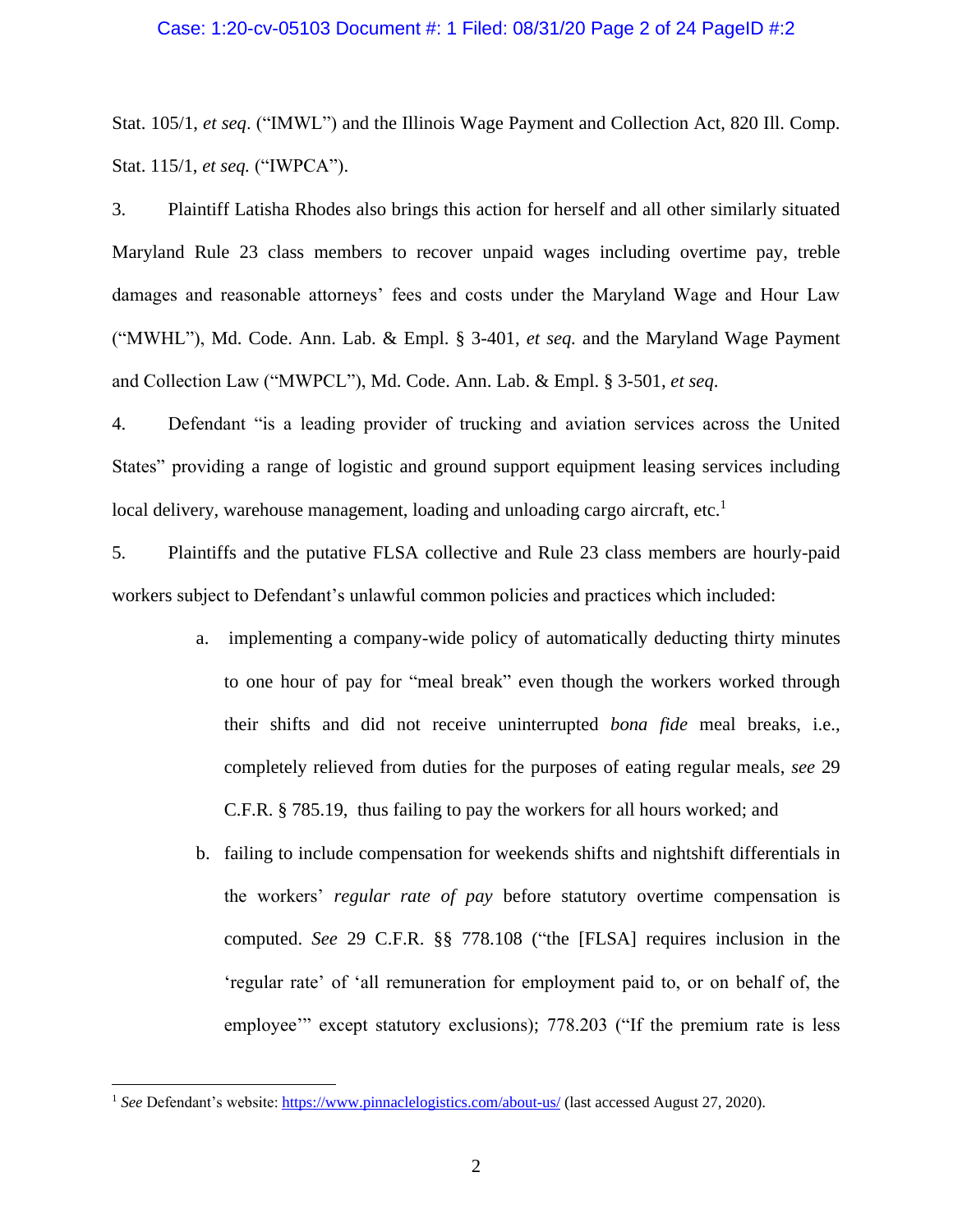Stat. 105/1, *et seq*. ("IMWL") and the Illinois Wage Payment and Collection Act, 820 Ill. Comp. Stat. 115/1, *et seq.* ("IWPCA").

3. Plaintiff Latisha Rhodes also brings this action for herself and all other similarly situated Maryland Rule 23 class members to recover unpaid wages including overtime pay, treble damages and reasonable attorneys' fees and costs under the Maryland Wage and Hour Law ("MWHL"), Md. Code. Ann. Lab. & Empl. § 3-401, *et seq.* and the Maryland Wage Payment and Collection Law ("MWPCL"), Md. Code. Ann. Lab. & Empl. § 3-501, *et seq*.

4. Defendant "is a leading provider of trucking and aviation services across the United States" providing a range of logistic and ground support equipment leasing services including local delivery, warehouse management, loading and unloading cargo aircraft, etc.[1]

5. Plaintiffs and the putative FLSA collective and Rule 23 class members are hourly-paid workers subject to Defendant's unlawful common policies and practices which included:

a. implementing a company-wide policy of automatically deducting thirty minutes to one hour of pay for "meal break" even though the workers worked through their shifts and did not receive uninterrupted *bona fide* meal breaks, i.e., completely relieved from duties for the purposes of eating regular meals, *see* 29 C.F.R. § 785.19, thus failing to pay the workers for all hours worked; and

b. failing to include compensation for weekends shifts and nightshift differentials in the workers' *regular rate of pay* before statutory overtime compensation is computed. *See* 29 C.F.R. §§ 778.108 ("the [FLSA] requires inclusion in the 'regular rate' of 'all remuneration for employment paid to, or on behalf of, the employee'" except statutory exclusions); 778.203 ("If the premium rate is less

---

[1] *See* Defendant's website: https://www.pinnaclelogistics.com/about-us/ (last accessed August 27, 2020).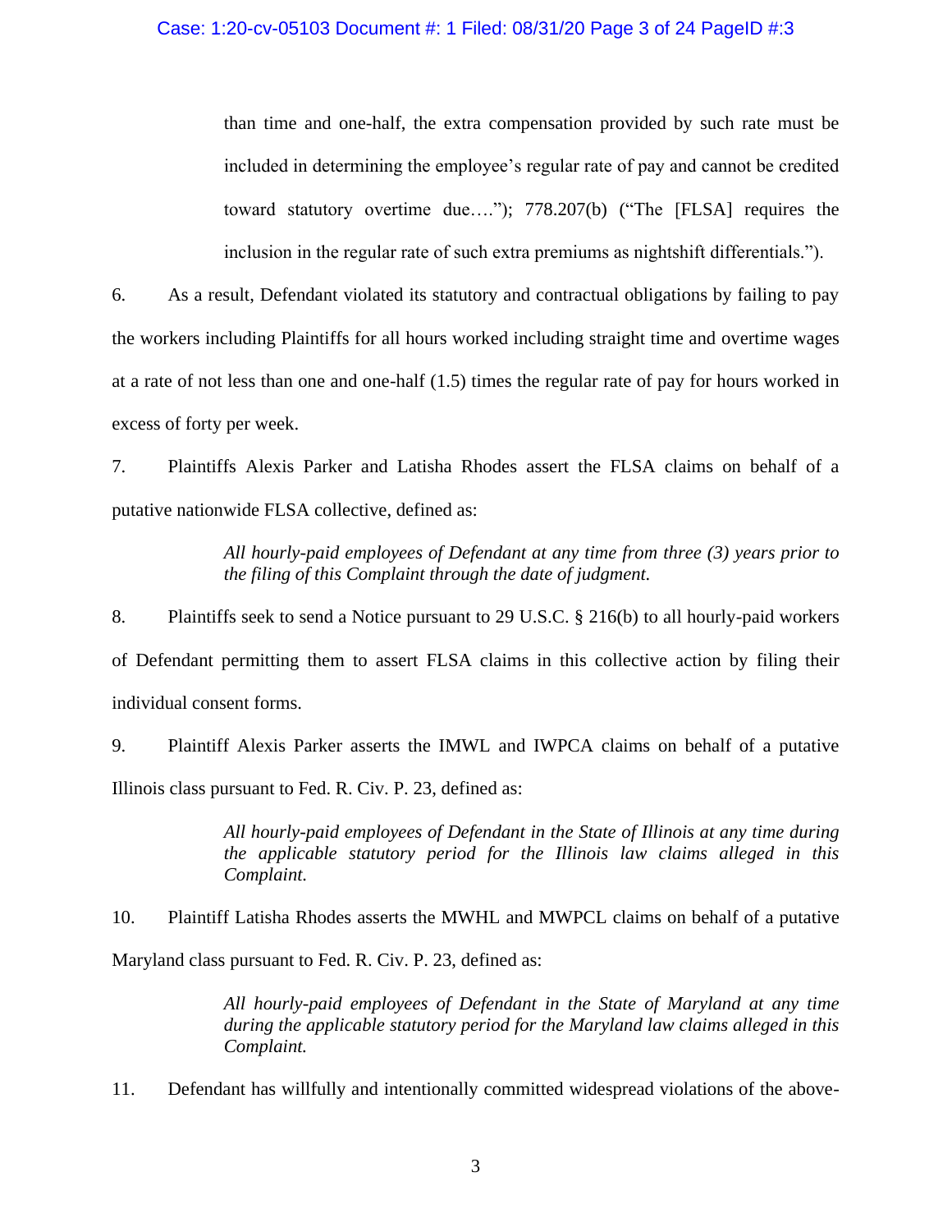> than time and one-half, the extra compensation provided by such rate must be included in determining the employee's regular rate of pay and cannot be credited toward statutory overtime due…."); 778.207(b) ("The [FLSA] requires the inclusion in the regular rate of such extra premiums as nightshift differentials.").

6. As a result, Defendant violated its statutory and contractual obligations by failing to pay the workers including Plaintiffs for all hours worked including straight time and overtime wages at a rate of not less than one and one-half (1.5) times the regular rate of pay for hours worked in excess of forty per week.

7. Plaintiffs Alexis Parker and Latisha Rhodes assert the FLSA claims on behalf of a putative nationwide FLSA collective, defined as:

> *All hourly-paid employees of Defendant at any time from three (3) years prior to the filing of this Complaint through the date of judgment.*

8. Plaintiffs seek to send a Notice pursuant to 29 U.S.C. § 216(b) to all hourly-paid workers of Defendant permitting them to assert FLSA claims in this collective action by filing their individual consent forms.

9. Plaintiff Alexis Parker asserts the IMWL and IWPCA claims on behalf of a putative Illinois class pursuant to Fed. R. Civ. P. 23, defined as:

> *All hourly-paid employees of Defendant in the State of Illinois at any time during the applicable statutory period for the Illinois law claims alleged in this Complaint.*

10. Plaintiff Latisha Rhodes asserts the MWHL and MWPCL claims on behalf of a putative Maryland class pursuant to Fed. R. Civ. P. 23, defined as:

> *All hourly-paid employees of Defendant in the State of Maryland at any time during the applicable statutory period for the Maryland law claims alleged in this Complaint.*

11. Defendant has willfully and intentionally committed widespread violations of the above-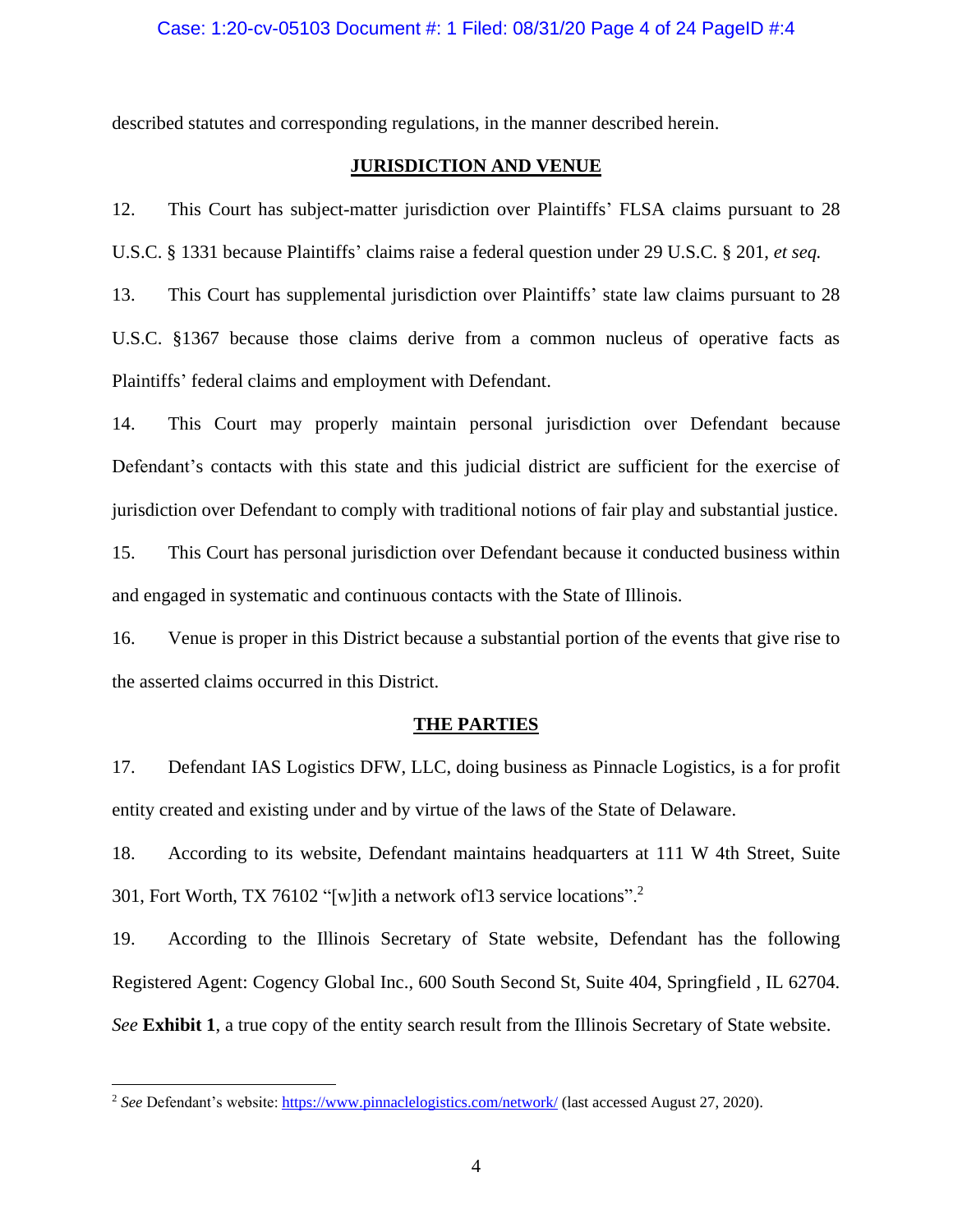described statutes and corresponding regulations, in the manner described herein.

## JURISDICTION AND VENUE

12. This Court has subject-matter jurisdiction over Plaintiffs' FLSA claims pursuant to 28 U.S.C. § 1331 because Plaintiffs' claims raise a federal question under 29 U.S.C. § 201, *et seq.*

13. This Court has supplemental jurisdiction over Plaintiffs' state law claims pursuant to 28 U.S.C. §1367 because those claims derive from a common nucleus of operative facts as Plaintiffs' federal claims and employment with Defendant.

14. This Court may properly maintain personal jurisdiction over Defendant because Defendant's contacts with this state and this judicial district are sufficient for the exercise of jurisdiction over Defendant to comply with traditional notions of fair play and substantial justice.

15. This Court has personal jurisdiction over Defendant because it conducted business within and engaged in systematic and continuous contacts with the State of Illinois.

16. Venue is proper in this District because a substantial portion of the events that give rise to the asserted claims occurred in this District.

## THE PARTIES

17. Defendant IAS Logistics DFW, LLC, doing business as Pinnacle Logistics, is a for profit entity created and existing under and by virtue of the laws of the State of Delaware.

18. According to its website, Defendant maintains headquarters at 111 W 4th Street, Suite 301, Fort Worth, TX 76102 "[w]ith a network of13 service locations".[2]

19. According to the Illinois Secretary of State website, Defendant has the following Registered Agent: Cogency Global Inc., 600 South Second St, Suite 404, Springfield , IL 62704. *See* **Exhibit 1**, a true copy of the entity search result from the Illinois Secretary of State website.

---

[2] *See* Defendant's website: https://www.pinnaclelogistics.com/network/ (last accessed August 27, 2020).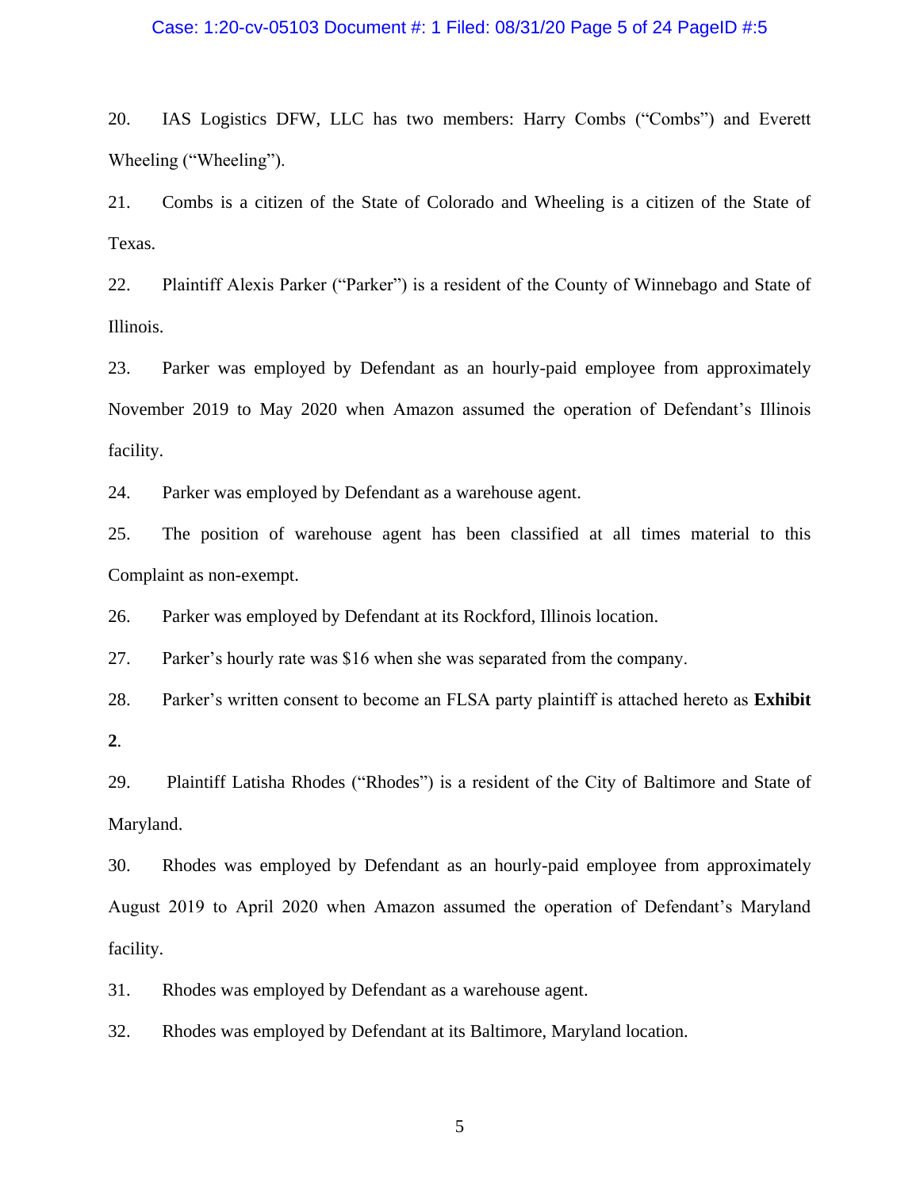20. IAS Logistics DFW, LLC has two members: Harry Combs ("Combs") and Everett Wheeling ("Wheeling").

21. Combs is a citizen of the State of Colorado and Wheeling is a citizen of the State of Texas.

22. Plaintiff Alexis Parker ("Parker") is a resident of the County of Winnebago and State of Illinois.

23. Parker was employed by Defendant as an hourly-paid employee from approximately November 2019 to May 2020 when Amazon assumed the operation of Defendant's Illinois facility.

24. Parker was employed by Defendant as a warehouse agent.

25. The position of warehouse agent has been classified at all times material to this Complaint as non-exempt.

26. Parker was employed by Defendant at its Rockford, Illinois location.

27. Parker's hourly rate was $16 when she was separated from the company.

28. Parker's written consent to become an FLSA party plaintiff is attached hereto as **Exhibit 2**.

29. Plaintiff Latisha Rhodes ("Rhodes") is a resident of the City of Baltimore and State of Maryland.

30. Rhodes was employed by Defendant as an hourly-paid employee from approximately August 2019 to April 2020 when Amazon assumed the operation of Defendant's Maryland facility.

31. Rhodes was employed by Defendant as a warehouse agent.

32. Rhodes was employed by Defendant at its Baltimore, Maryland location.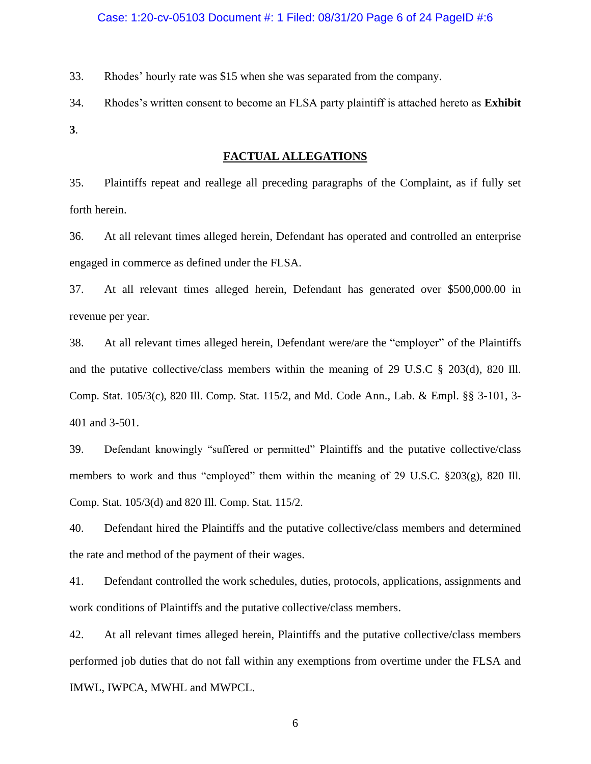33. Rhodes' hourly rate was $15 when she was separated from the company.

34. Rhodes's written consent to become an FLSA party plaintiff is attached hereto as **Exhibit 3**.

## FACTUAL ALLEGATIONS

35. Plaintiffs repeat and reallege all preceding paragraphs of the Complaint, as if fully set forth herein.

36. At all relevant times alleged herein, Defendant has operated and controlled an enterprise engaged in commerce as defined under the FLSA.

37. At all relevant times alleged herein, Defendant has generated over $500,000.00 in revenue per year.

38. At all relevant times alleged herein, Defendant were/are the "employer" of the Plaintiffs and the putative collective/class members within the meaning of 29 U.S.C § 203(d), 820 Ill. Comp. Stat. 105/3(c), 820 Ill. Comp. Stat. 115/2, and Md. Code Ann., Lab. & Empl. §§ 3-101, 3-401 and 3-501.

39. Defendant knowingly "suffered or permitted" Plaintiffs and the putative collective/class members to work and thus "employed" them within the meaning of 29 U.S.C. §203(g), 820 Ill. Comp. Stat. 105/3(d) and 820 Ill. Comp. Stat. 115/2.

40. Defendant hired the Plaintiffs and the putative collective/class members and determined the rate and method of the payment of their wages.

41. Defendant controlled the work schedules, duties, protocols, applications, assignments and work conditions of Plaintiffs and the putative collective/class members.

42. At all relevant times alleged herein, Plaintiffs and the putative collective/class members performed job duties that do not fall within any exemptions from overtime under the FLSA and IMWL, IWPCA, MWHL and MWPCL.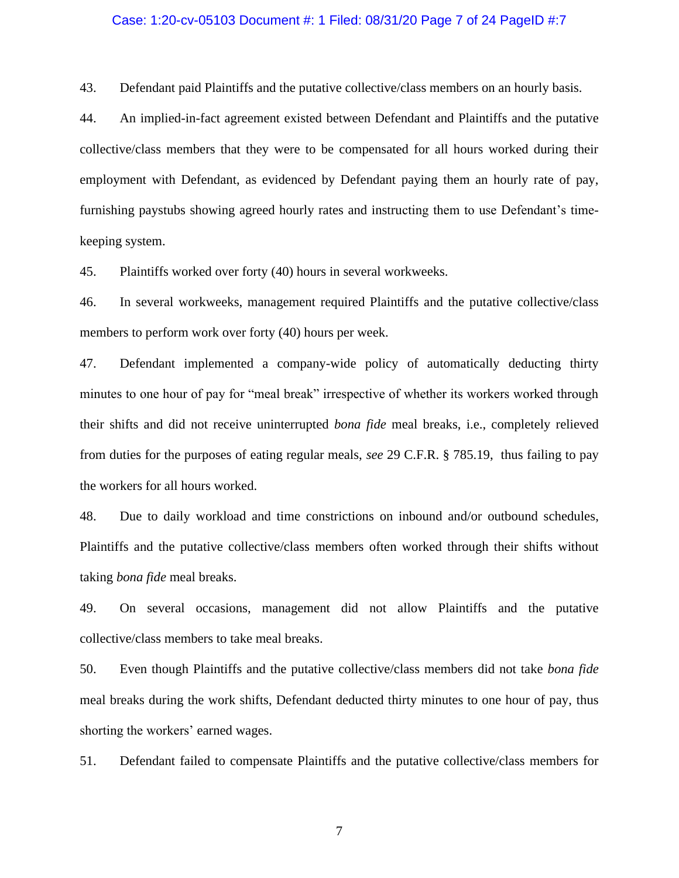43. Defendant paid Plaintiffs and the putative collective/class members on an hourly basis.

44. An implied-in-fact agreement existed between Defendant and Plaintiffs and the putative collective/class members that they were to be compensated for all hours worked during their employment with Defendant, as evidenced by Defendant paying them an hourly rate of pay, furnishing paystubs showing agreed hourly rates and instructing them to use Defendant's time-keeping system.

45. Plaintiffs worked over forty (40) hours in several workweeks.

46. In several workweeks, management required Plaintiffs and the putative collective/class members to perform work over forty (40) hours per week.

47. Defendant implemented a company-wide policy of automatically deducting thirty minutes to one hour of pay for "meal break" irrespective of whether its workers worked through their shifts and did not receive uninterrupted *bona fide* meal breaks, i.e., completely relieved from duties for the purposes of eating regular meals, ***see*** 29 C.F.R. § 785.19, thus failing to pay the workers for all hours worked.

48. Due to daily workload and time constrictions on inbound and/or outbound schedules, Plaintiffs and the putative collective/class members often worked through their shifts without taking *bona fide* meal breaks.

49. On several occasions, management did not allow Plaintiffs and the putative collective/class members to take meal breaks.

50. Even though Plaintiffs and the putative collective/class members did not take *bona fide* meal breaks during the work shifts, Defendant deducted thirty minutes to one hour of pay, thus shorting the workers' earned wages.

51. Defendant failed to compensate Plaintiffs and the putative collective/class members for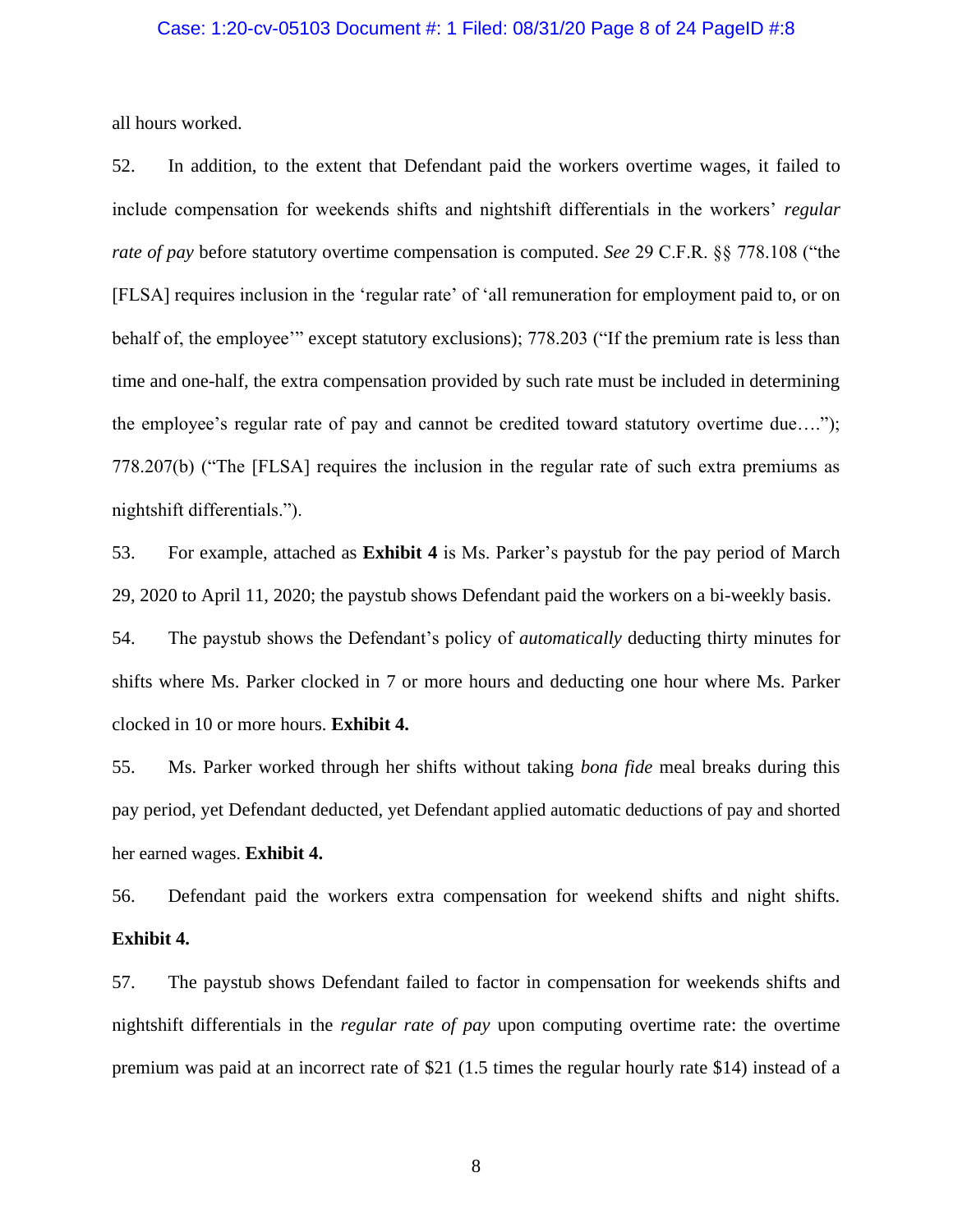all hours worked.

52. In addition, to the extent that Defendant paid the workers overtime wages, it failed to include compensation for weekends shifts and nightshift differentials in the workers' *regular rate of pay* before statutory overtime compensation is computed. *See* 29 C.F.R. §§ 778.108 ("the [FLSA] requires inclusion in the 'regular rate' of 'all remuneration for employment paid to, or on behalf of, the employee'" except statutory exclusions); 778.203 ("If the premium rate is less than time and one-half, the extra compensation provided by such rate must be included in determining the employee's regular rate of pay and cannot be credited toward statutory overtime due…."); 778.207(b) ("The [FLSA] requires the inclusion in the regular rate of such extra premiums as nightshift differentials.").

53. For example, attached as **Exhibit 4** is Ms. Parker's paystub for the pay period of March 29, 2020 to April 11, 2020; the paystub shows Defendant paid the workers on a bi-weekly basis.

54. The paystub shows the Defendant's policy of *automatically* deducting thirty minutes for shifts where Ms. Parker clocked in 7 or more hours and deducting one hour where Ms. Parker clocked in 10 or more hours. **Exhibit 4.**

55. Ms. Parker worked through her shifts without taking *bona fide* meal breaks during this pay period, yet Defendant deducted, yet Defendant applied automatic deductions of pay and shorted her earned wages. **Exhibit 4.**

56. Defendant paid the workers extra compensation for weekend shifts and night shifts. **Exhibit 4.**

57. The paystub shows Defendant failed to factor in compensation for weekends shifts and nightshift differentials in the *regular rate of pay* upon computing overtime rate: the overtime premium was paid at an incorrect rate of $21 (1.5 times the regular hourly rate $14) instead of a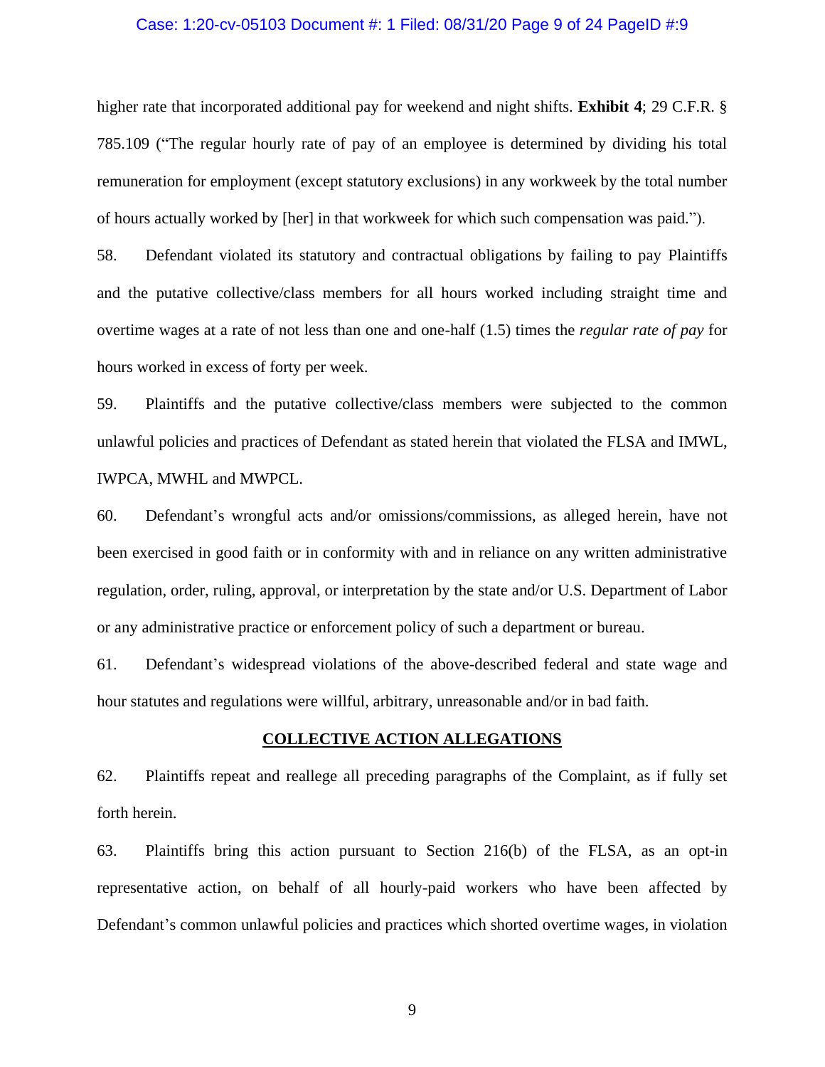higher rate that incorporated additional pay for weekend and night shifts. **Exhibit 4**; 29 C.F.R. § 785.109 ("The regular hourly rate of pay of an employee is determined by dividing his total remuneration for employment (except statutory exclusions) in any workweek by the total number of hours actually worked by [her] in that workweek for which such compensation was paid.").

58. Defendant violated its statutory and contractual obligations by failing to pay Plaintiffs and the putative collective/class members for all hours worked including straight time and overtime wages at a rate of not less than one and one-half (1.5) times the *regular rate of pay* for hours worked in excess of forty per week.

59. Plaintiffs and the putative collective/class members were subjected to the common unlawful policies and practices of Defendant as stated herein that violated the FLSA and IMWL, IWPCA, MWHL and MWPCL.

60. Defendant's wrongful acts and/or omissions/commissions, as alleged herein, have not been exercised in good faith or in conformity with and in reliance on any written administrative regulation, order, ruling, approval, or interpretation by the state and/or U.S. Department of Labor or any administrative practice or enforcement policy of such a department or bureau.

61. Defendant's widespread violations of the above-described federal and state wage and hour statutes and regulations were willful, arbitrary, unreasonable and/or in bad faith.

## COLLECTIVE ACTION ALLEGATIONS

62. Plaintiffs repeat and reallege all preceding paragraphs of the Complaint, as if fully set forth herein.

63. Plaintiffs bring this action pursuant to Section 216(b) of the FLSA, as an opt-in representative action, on behalf of all hourly-paid workers who have been affected by Defendant's common unlawful policies and practices which shorted overtime wages, in violation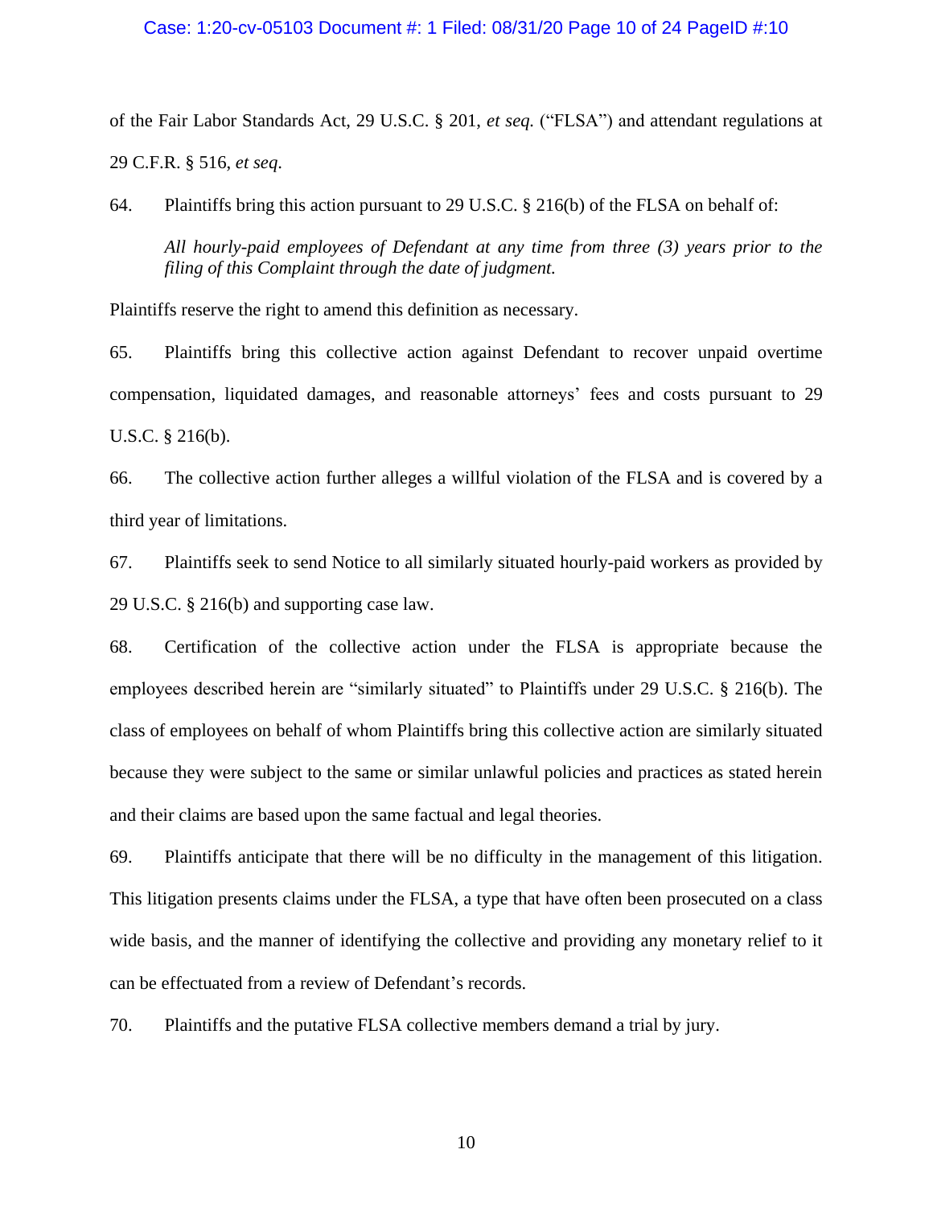of the Fair Labor Standards Act, 29 U.S.C. § 201, *et seq.* ("FLSA") and attendant regulations at 29 C.F.R. § 516, *et seq.*

64. Plaintiffs bring this action pursuant to 29 U.S.C. § 216(b) of the FLSA on behalf of:

> *All hourly-paid employees of Defendant at any time from three (3) years prior to the filing of this Complaint through the date of judgment.*

Plaintiffs reserve the right to amend this definition as necessary.

65. Plaintiffs bring this collective action against Defendant to recover unpaid overtime compensation, liquidated damages, and reasonable attorneys' fees and costs pursuant to 29 U.S.C. § 216(b).

66. The collective action further alleges a willful violation of the FLSA and is covered by a third year of limitations.

67. Plaintiffs seek to send Notice to all similarly situated hourly-paid workers as provided by 29 U.S.C. § 216(b) and supporting case law.

68. Certification of the collective action under the FLSA is appropriate because the employees described herein are "similarly situated" to Plaintiffs under 29 U.S.C. § 216(b). The class of employees on behalf of whom Plaintiffs bring this collective action are similarly situated because they were subject to the same or similar unlawful policies and practices as stated herein and their claims are based upon the same factual and legal theories.

69. Plaintiffs anticipate that there will be no difficulty in the management of this litigation. This litigation presents claims under the FLSA, a type that have often been prosecuted on a class wide basis, and the manner of identifying the collective and providing any monetary relief to it can be effectuated from a review of Defendant's records.

70. Plaintiffs and the putative FLSA collective members demand a trial by jury.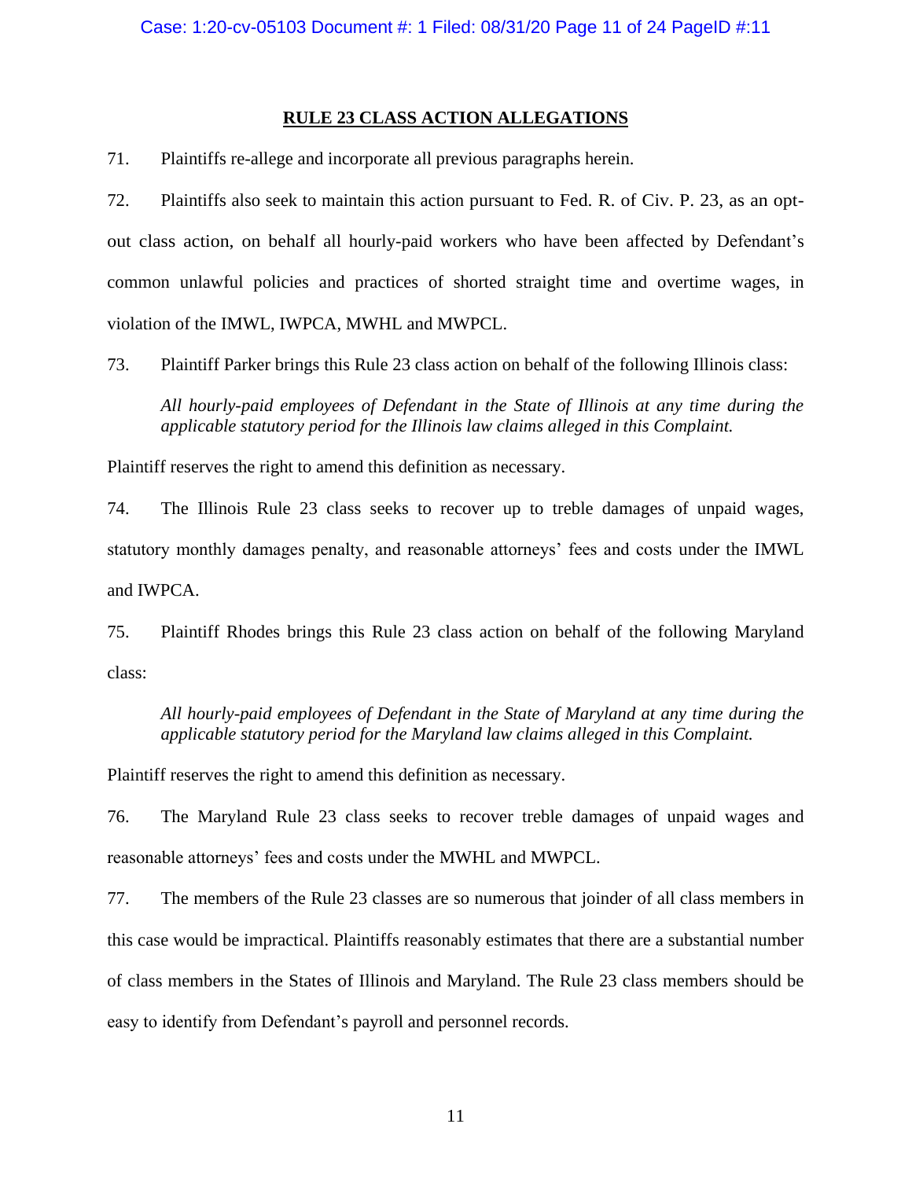## RULE 23 CLASS ACTION ALLEGATIONS

71. Plaintiffs re-allege and incorporate all previous paragraphs herein.

72. Plaintiffs also seek to maintain this action pursuant to Fed. R. of Civ. P. 23, as an opt-out class action, on behalf all hourly-paid workers who have been affected by Defendant's common unlawful policies and practices of shorted straight time and overtime wages, in violation of the IMWL, IWPCA, MWHL and MWPCL.

73. Plaintiff Parker brings this Rule 23 class action on behalf of the following Illinois class:

> *All hourly-paid employees of Defendant in the State of Illinois at any time during the applicable statutory period for the Illinois law claims alleged in this Complaint.*

Plaintiff reserves the right to amend this definition as necessary.

74. The Illinois Rule 23 class seeks to recover up to treble damages of unpaid wages, statutory monthly damages penalty, and reasonable attorneys' fees and costs under the IMWL and IWPCA.

75. Plaintiff Rhodes brings this Rule 23 class action on behalf of the following Maryland class:

> *All hourly-paid employees of Defendant in the State of Maryland at any time during the applicable statutory period for the Maryland law claims alleged in this Complaint.*

Plaintiff reserves the right to amend this definition as necessary.

76. The Maryland Rule 23 class seeks to recover treble damages of unpaid wages and reasonable attorneys' fees and costs under the MWHL and MWPCL.

77. The members of the Rule 23 classes are so numerous that joinder of all class members in this case would be impractical. Plaintiffs reasonably estimates that there are a substantial number of class members in the States of Illinois and Maryland. The Rule 23 class members should be easy to identify from Defendant's payroll and personnel records.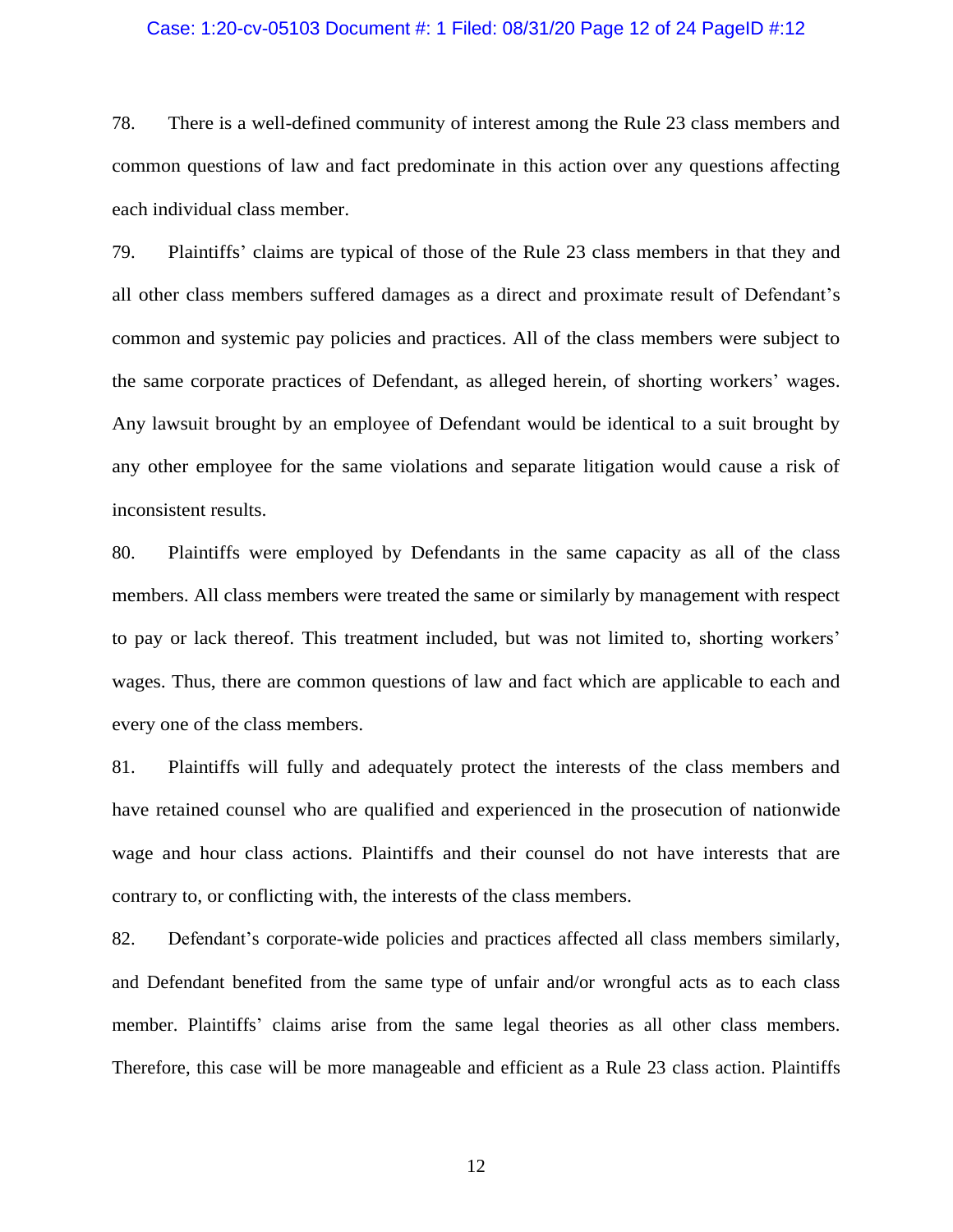78. There is a well-defined community of interest among the Rule 23 class members and common questions of law and fact predominate in this action over any questions affecting each individual class member.

79. Plaintiffs' claims are typical of those of the Rule 23 class members in that they and all other class members suffered damages as a direct and proximate result of Defendant's common and systemic pay policies and practices. All of the class members were subject to the same corporate practices of Defendant, as alleged herein, of shorting workers' wages. Any lawsuit brought by an employee of Defendant would be identical to a suit brought by any other employee for the same violations and separate litigation would cause a risk of inconsistent results.

80. Plaintiffs were employed by Defendants in the same capacity as all of the class members. All class members were treated the same or similarly by management with respect to pay or lack thereof. This treatment included, but was not limited to, shorting workers' wages. Thus, there are common questions of law and fact which are applicable to each and every one of the class members.

81. Plaintiffs will fully and adequately protect the interests of the class members and have retained counsel who are qualified and experienced in the prosecution of nationwide wage and hour class actions. Plaintiffs and their counsel do not have interests that are contrary to, or conflicting with, the interests of the class members.

82. Defendant's corporate-wide policies and practices affected all class members similarly, and Defendant benefited from the same type of unfair and/or wrongful acts as to each class member. Plaintiffs' claims arise from the same legal theories as all other class members. Therefore, this case will be more manageable and efficient as a Rule 23 class action. Plaintiffs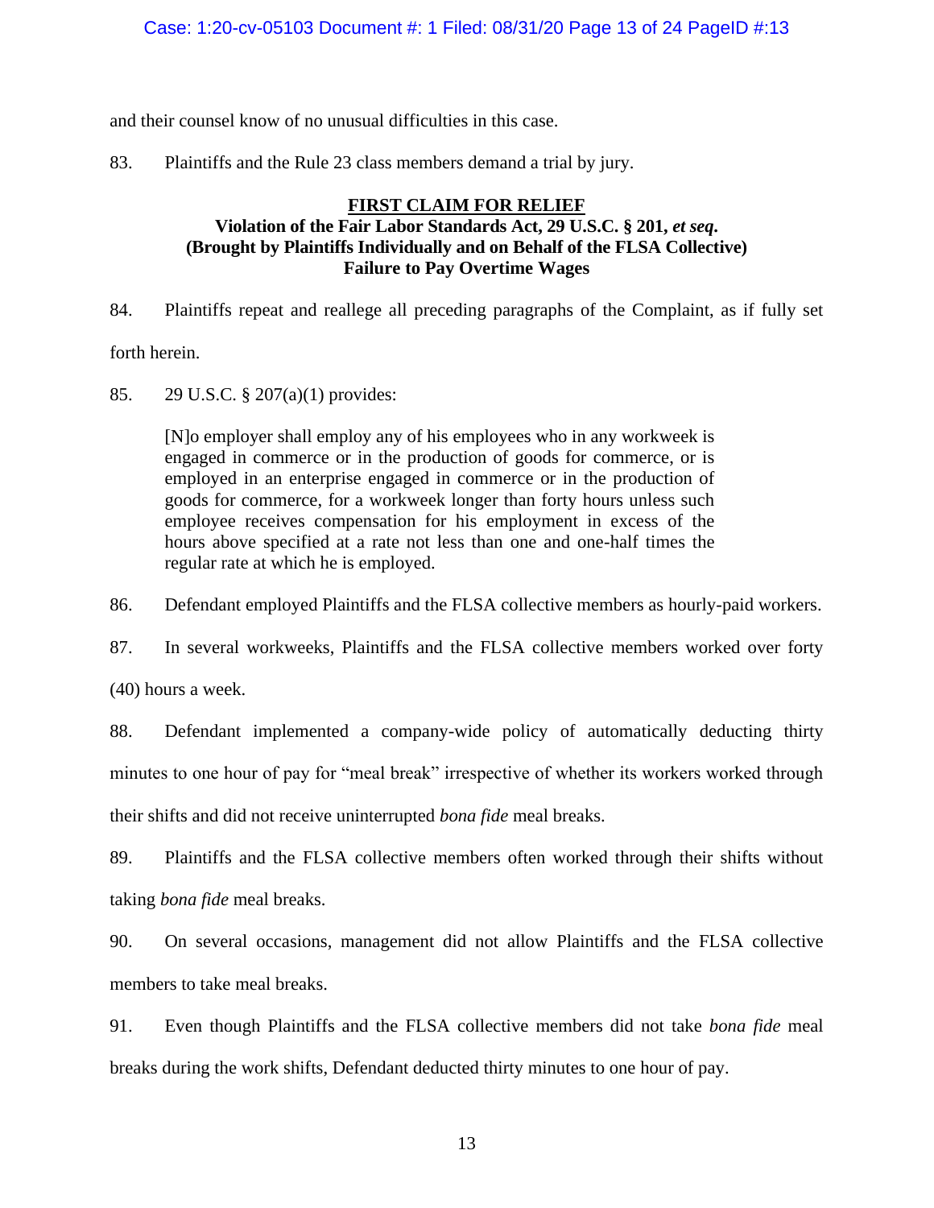and their counsel know of no unusual difficulties in this case.

83. Plaintiffs and the Rule 23 class members demand a trial by jury.

**FIRST CLAIM FOR RELIEF**
**Violation of the Fair Labor Standards Act, 29 U.S.C. § 201, *et seq.***
**(Brought by Plaintiffs Individually and on Behalf of the FLSA Collective)**
**Failure to Pay Overtime Wages**

84. Plaintiffs repeat and reallege all preceding paragraphs of the Complaint, as if fully set forth herein.

85. 29 U.S.C. § 207(a)(1) provides:

> [N]o employer shall employ any of his employees who in any workweek is engaged in commerce or in the production of goods for commerce, or is employed in an enterprise engaged in commerce or in the production of goods for commerce, for a workweek longer than forty hours unless such employee receives compensation for his employment in excess of the hours above specified at a rate not less than one and one-half times the regular rate at which he is employed.

86. Defendant employed Plaintiffs and the FLSA collective members as hourly-paid workers.

87. In several workweeks, Plaintiffs and the FLSA collective members worked over forty (40) hours a week.

88. Defendant implemented a company-wide policy of automatically deducting thirty minutes to one hour of pay for "meal break" irrespective of whether its workers worked through their shifts and did not receive uninterrupted *bona fide* meal breaks.

89. Plaintiffs and the FLSA collective members often worked through their shifts without taking *bona fide* meal breaks.

90. On several occasions, management did not allow Plaintiffs and the FLSA collective members to take meal breaks.

91. Even though Plaintiffs and the FLSA collective members did not take *bona fide* meal breaks during the work shifts, Defendant deducted thirty minutes to one hour of pay.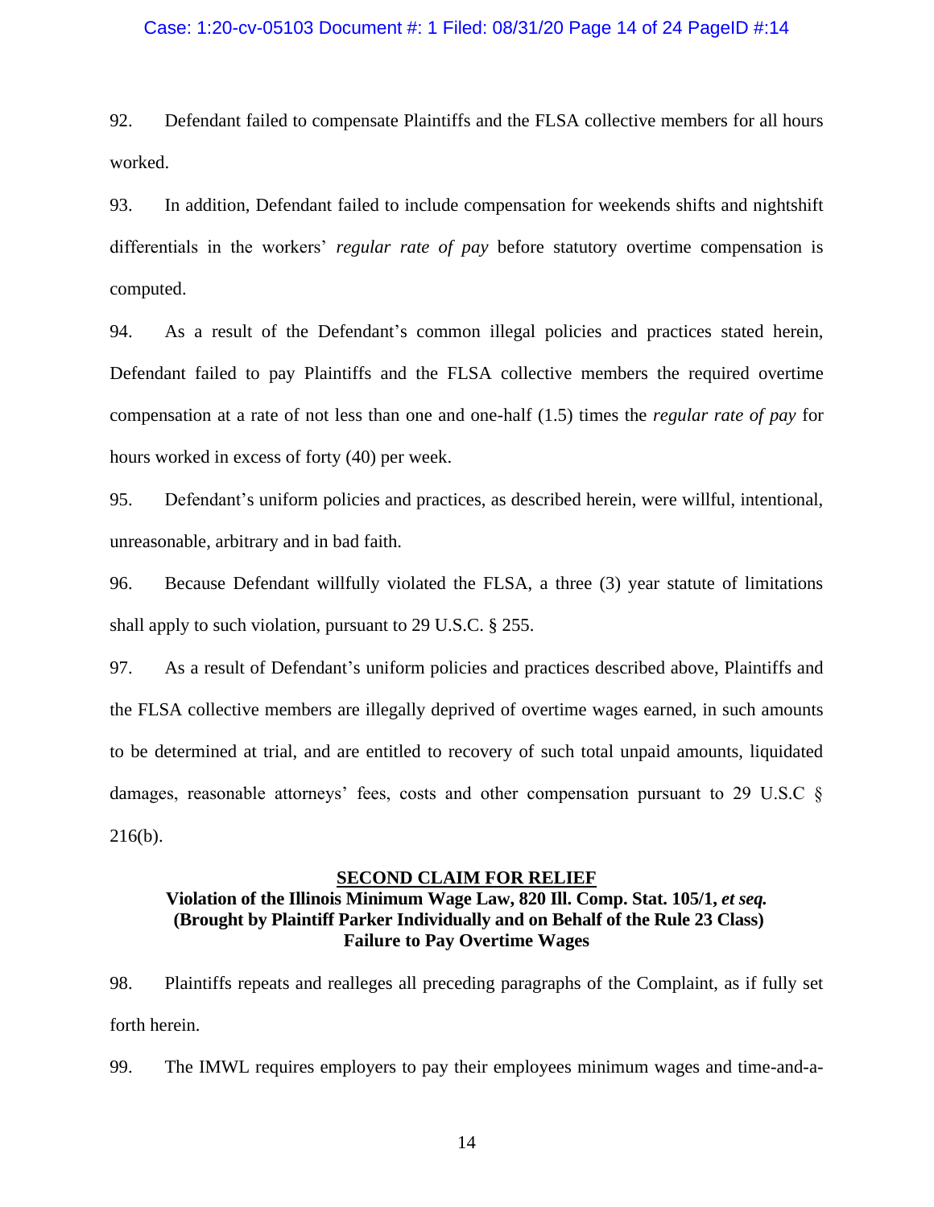92. Defendant failed to compensate Plaintiffs and the FLSA collective members for all hours worked.

93. In addition, Defendant failed to include compensation for weekends shifts and nightshift differentials in the workers' *regular rate of pay* before statutory overtime compensation is computed.

94. As a result of the Defendant's common illegal policies and practices stated herein, Defendant failed to pay Plaintiffs and the FLSA collective members the required overtime compensation at a rate of not less than one and one-half (1.5) times the *regular rate of pay* for hours worked in excess of forty (40) per week.

95. Defendant's uniform policies and practices, as described herein, were willful, intentional, unreasonable, arbitrary and in bad faith.

96. Because Defendant willfully violated the FLSA, a three (3) year statute of limitations shall apply to such violation, pursuant to 29 U.S.C. § 255.

97. As a result of Defendant's uniform policies and practices described above, Plaintiffs and the FLSA collective members are illegally deprived of overtime wages earned, in such amounts to be determined at trial, and are entitled to recovery of such total unpaid amounts, liquidated damages, reasonable attorneys' fees, costs and other compensation pursuant to 29 U.S.C § 216(b).

**<u>SECOND CLAIM FOR RELIEF</u>**
**Violation of the Illinois Minimum Wage Law, 820 Ill. Comp. Stat. 105/1, *et seq.***
**(Brought by Plaintiff Parker Individually and on Behalf of the Rule 23 Class)**
**Failure to Pay Overtime Wages**

98. Plaintiffs repeats and realleges all preceding paragraphs of the Complaint, as if fully set forth herein.

99. The IMWL requires employers to pay their employees minimum wages and time-and-a-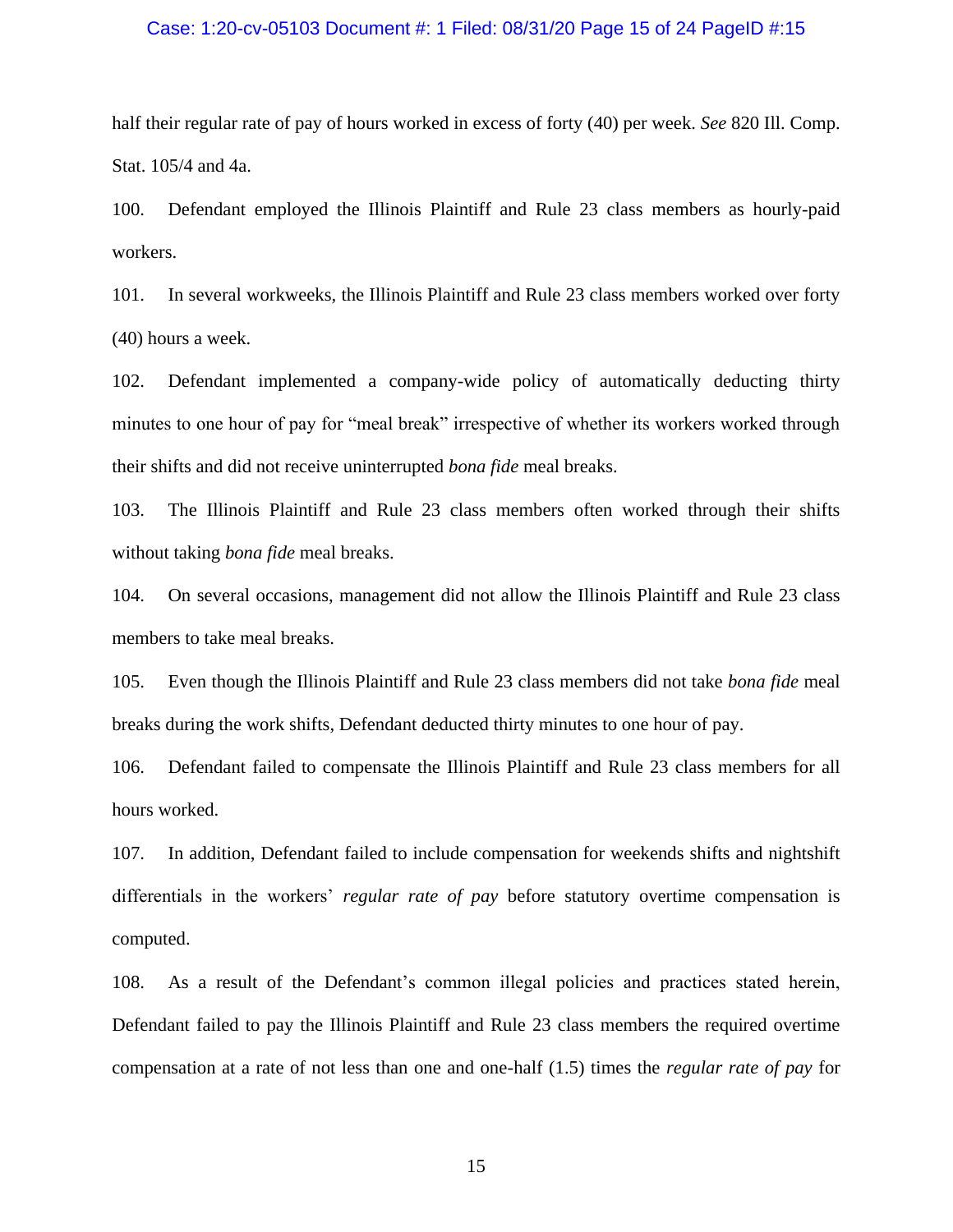half their regular rate of pay of hours worked in excess of forty (40) per week. *See* 820 Ill. Comp. Stat. 105/4 and 4a.

100. Defendant employed the Illinois Plaintiff and Rule 23 class members as hourly-paid workers.

101. In several workweeks, the Illinois Plaintiff and Rule 23 class members worked over forty (40) hours a week.

102. Defendant implemented a company-wide policy of automatically deducting thirty minutes to one hour of pay for "meal break" irrespective of whether its workers worked through their shifts and did not receive uninterrupted *bona fide* meal breaks.

103. The Illinois Plaintiff and Rule 23 class members often worked through their shifts without taking *bona fide* meal breaks.

104. On several occasions, management did not allow the Illinois Plaintiff and Rule 23 class members to take meal breaks.

105. Even though the Illinois Plaintiff and Rule 23 class members did not take *bona fide* meal breaks during the work shifts, Defendant deducted thirty minutes to one hour of pay.

106. Defendant failed to compensate the Illinois Plaintiff and Rule 23 class members for all hours worked.

107. In addition, Defendant failed to include compensation for weekends shifts and nightshift differentials in the workers' *regular rate of pay* before statutory overtime compensation is computed.

108. As a result of the Defendant's common illegal policies and practices stated herein, Defendant failed to pay the Illinois Plaintiff and Rule 23 class members the required overtime compensation at a rate of not less than one and one-half (1.5) times the *regular rate of pay* for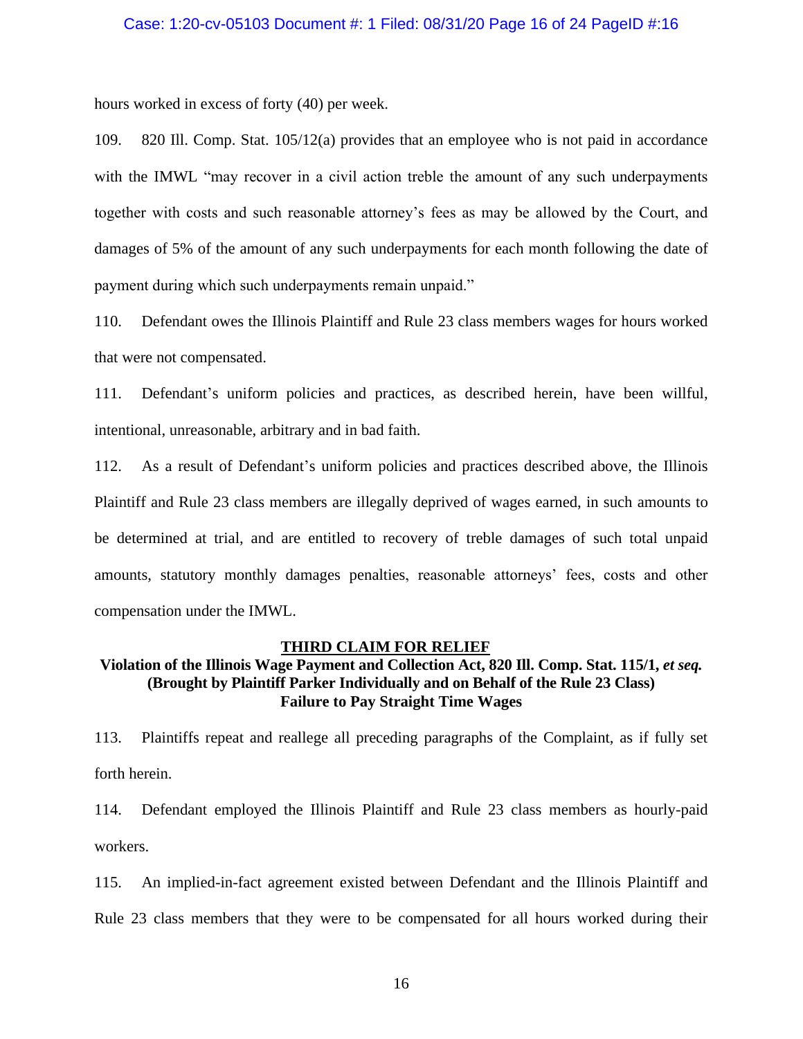hours worked in excess of forty (40) per week.

109. 820 Ill. Comp. Stat. 105/12(a) provides that an employee who is not paid in accordance with the IMWL "may recover in a civil action treble the amount of any such underpayments together with costs and such reasonable attorney's fees as may be allowed by the Court, and damages of 5% of the amount of any such underpayments for each month following the date of payment during which such underpayments remain unpaid."

110. Defendant owes the Illinois Plaintiff and Rule 23 class members wages for hours worked that were not compensated.

111. Defendant's uniform policies and practices, as described herein, have been willful, intentional, unreasonable, arbitrary and in bad faith.

112. As a result of Defendant's uniform policies and practices described above, the Illinois Plaintiff and Rule 23 class members are illegally deprived of wages earned, in such amounts to be determined at trial, and are entitled to recovery of treble damages of such total unpaid amounts, statutory monthly damages penalties, reasonable attorneys' fees, costs and other compensation under the IMWL.

**THIRD CLAIM FOR RELIEF**

**Violation of the Illinois Wage Payment and Collection Act, 820 Ill. Comp. Stat. 115/1, *et seq.***
**(Brought by Plaintiff Parker Individually and on Behalf of the Rule 23 Class)**
**Failure to Pay Straight Time Wages**

113. Plaintiffs repeat and reallege all preceding paragraphs of the Complaint, as if fully set forth herein.

114. Defendant employed the Illinois Plaintiff and Rule 23 class members as hourly-paid workers.

115. An implied-in-fact agreement existed between Defendant and the Illinois Plaintiff and Rule 23 class members that they were to be compensated for all hours worked during their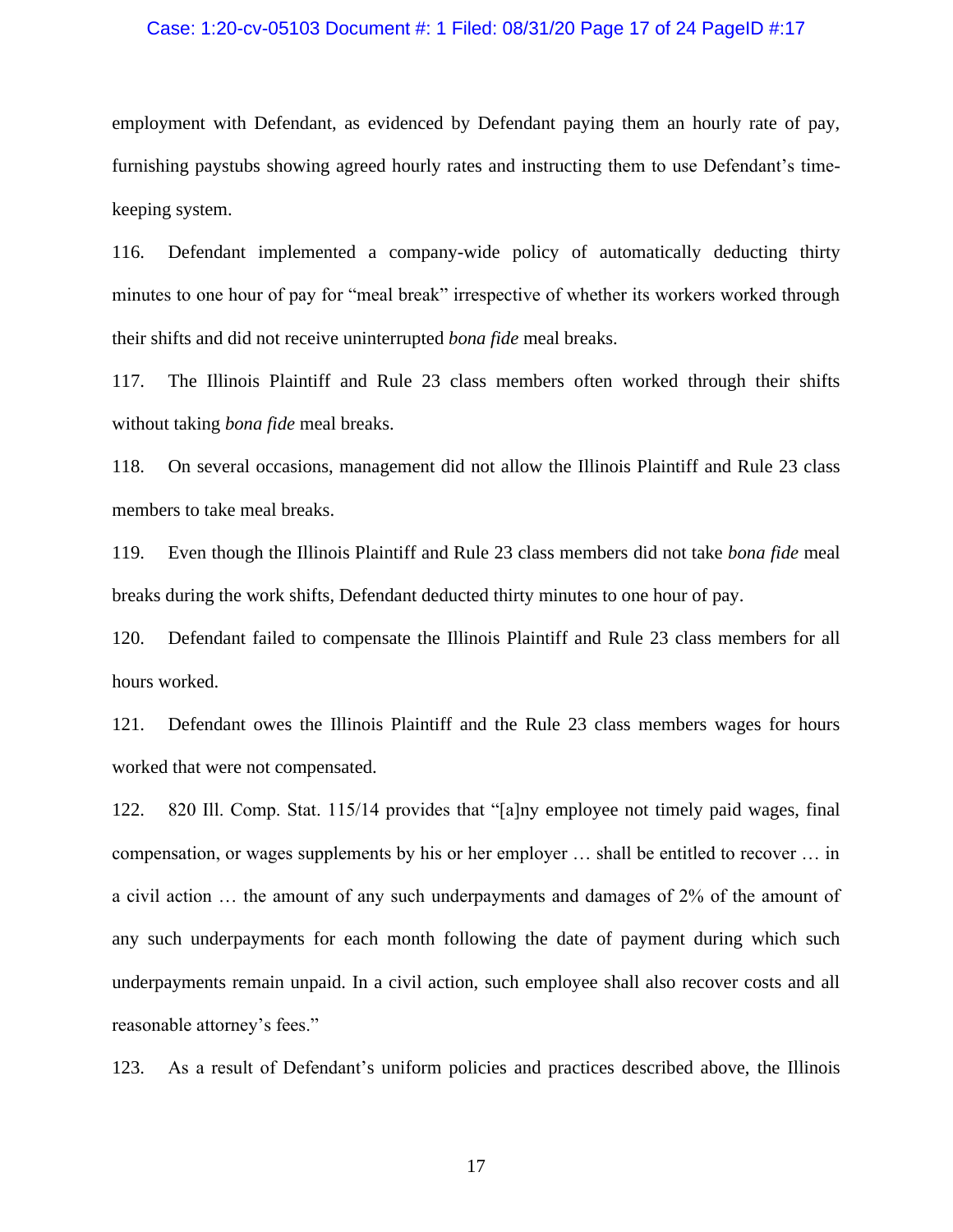employment with Defendant, as evidenced by Defendant paying them an hourly rate of pay, furnishing paystubs showing agreed hourly rates and instructing them to use Defendant's time-keeping system.

116. Defendant implemented a company-wide policy of automatically deducting thirty minutes to one hour of pay for "meal break" irrespective of whether its workers worked through their shifts and did not receive uninterrupted *bona fide* meal breaks.

117. The Illinois Plaintiff and Rule 23 class members often worked through their shifts without taking *bona fide* meal breaks.

118. On several occasions, management did not allow the Illinois Plaintiff and Rule 23 class members to take meal breaks.

119. Even though the Illinois Plaintiff and Rule 23 class members did not take *bona fide* meal breaks during the work shifts, Defendant deducted thirty minutes to one hour of pay.

120. Defendant failed to compensate the Illinois Plaintiff and Rule 23 class members for all hours worked.

121. Defendant owes the Illinois Plaintiff and the Rule 23 class members wages for hours worked that were not compensated.

122. 820 Ill. Comp. Stat. 115/14 provides that "[a]ny employee not timely paid wages, final compensation, or wages supplements by his or her employer … shall be entitled to recover … in a civil action … the amount of any such underpayments and damages of 2% of the amount of any such underpayments for each month following the date of payment during which such underpayments remain unpaid. In a civil action, such employee shall also recover costs and all reasonable attorney's fees."

123. As a result of Defendant's uniform policies and practices described above, the Illinois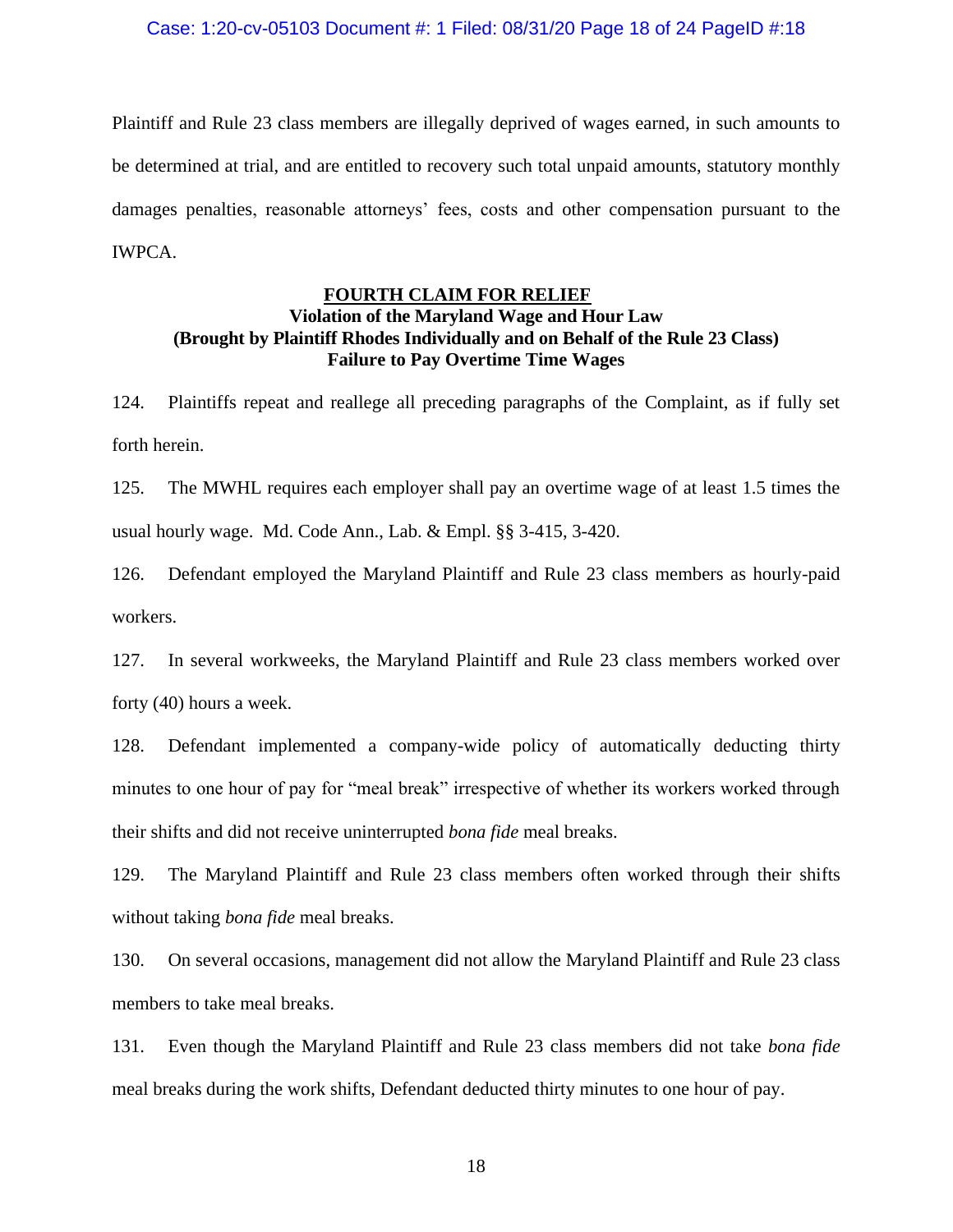Plaintiff and Rule 23 class members are illegally deprived of wages earned, in such amounts to be determined at trial, and are entitled to recovery such total unpaid amounts, statutory monthly damages penalties, reasonable attorneys' fees, costs and other compensation pursuant to the IWPCA.

## **FOURTH CLAIM FOR RELIEF**

### **Violation of the Maryland Wage and Hour Law**
### **(Brought by Plaintiff Rhodes Individually and on Behalf of the Rule 23 Class)**
### **Failure to Pay Overtime Time Wages**

124. Plaintiffs repeat and reallege all preceding paragraphs of the Complaint, as if fully set forth herein.

125. The MWHL requires each employer shall pay an overtime wage of at least 1.5 times the usual hourly wage. Md. Code Ann., Lab. & Empl. §§ 3-415, 3-420.

126. Defendant employed the Maryland Plaintiff and Rule 23 class members as hourly-paid workers.

127. In several workweeks, the Maryland Plaintiff and Rule 23 class members worked over forty (40) hours a week.

128. Defendant implemented a company-wide policy of automatically deducting thirty minutes to one hour of pay for "meal break" irrespective of whether its workers worked through their shifts and did not receive uninterrupted *bona fide* meal breaks.

129. The Maryland Plaintiff and Rule 23 class members often worked through their shifts without taking *bona fide* meal breaks.

130. On several occasions, management did not allow the Maryland Plaintiff and Rule 23 class members to take meal breaks.

131. Even though the Maryland Plaintiff and Rule 23 class members did not take *bona fide* meal breaks during the work shifts, Defendant deducted thirty minutes to one hour of pay.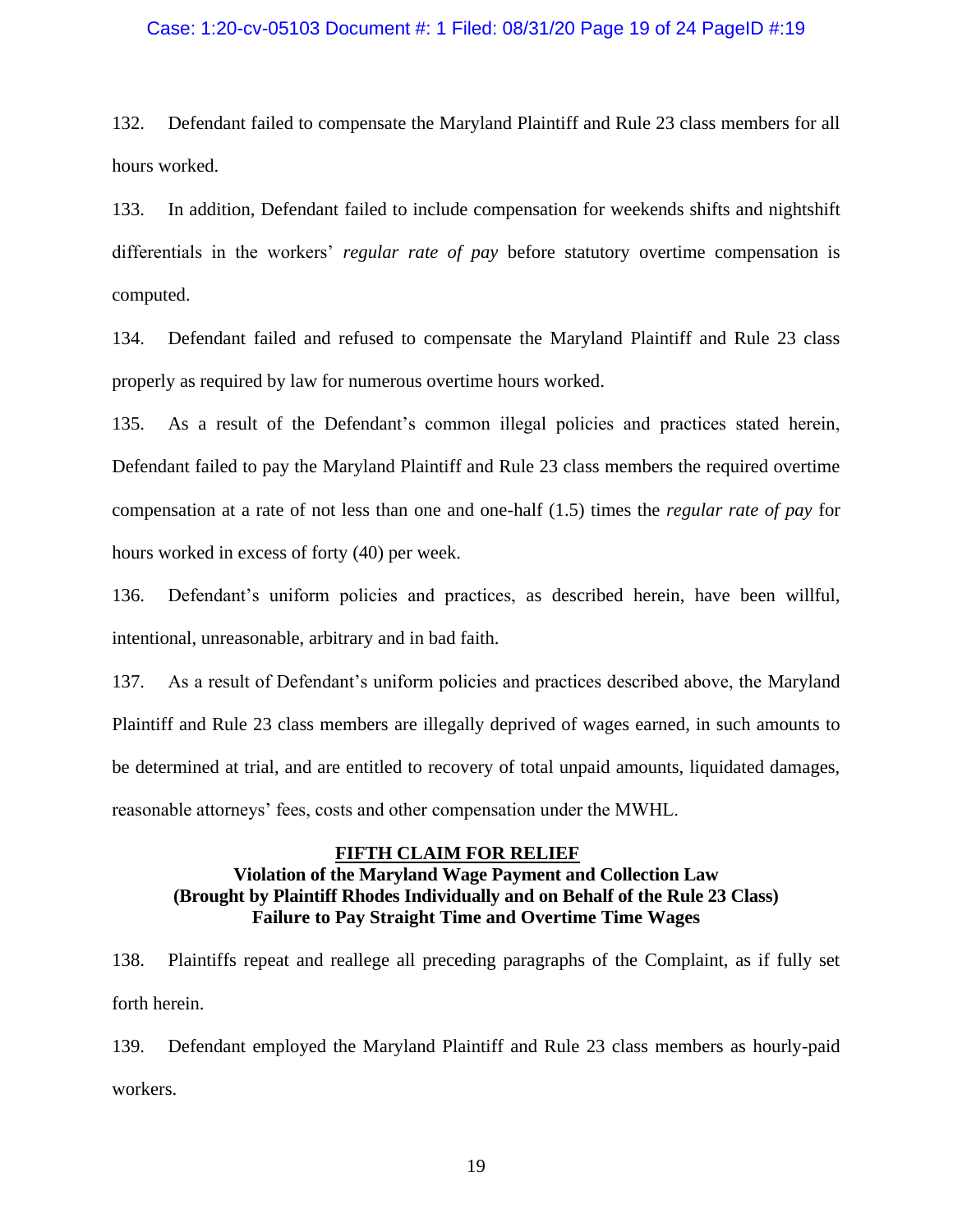132. Defendant failed to compensate the Maryland Plaintiff and Rule 23 class members for all hours worked.

133. In addition, Defendant failed to include compensation for weekends shifts and nightshift differentials in the workers' *regular rate of pay* before statutory overtime compensation is computed.

134. Defendant failed and refused to compensate the Maryland Plaintiff and Rule 23 class properly as required by law for numerous overtime hours worked.

135. As a result of the Defendant's common illegal policies and practices stated herein, Defendant failed to pay the Maryland Plaintiff and Rule 23 class members the required overtime compensation at a rate of not less than one and one-half (1.5) times the *regular rate of pay* for hours worked in excess of forty (40) per week.

136. Defendant's uniform policies and practices, as described herein, have been willful, intentional, unreasonable, arbitrary and in bad faith.

137. As a result of Defendant's uniform policies and practices described above, the Maryland Plaintiff and Rule 23 class members are illegally deprived of wages earned, in such amounts to be determined at trial, and are entitled to recovery of total unpaid amounts, liquidated damages, reasonable attorneys' fees, costs and other compensation under the MWHL.

**<u>FIFTH CLAIM FOR RELIEF</u>**
**Violation of the Maryland Wage Payment and Collection Law**
**(Brought by Plaintiff Rhodes Individually and on Behalf of the Rule 23 Class)**
**Failure to Pay Straight Time and Overtime Time Wages**

138. Plaintiffs repeat and reallege all preceding paragraphs of the Complaint, as if fully set forth herein.

139. Defendant employed the Maryland Plaintiff and Rule 23 class members as hourly-paid workers.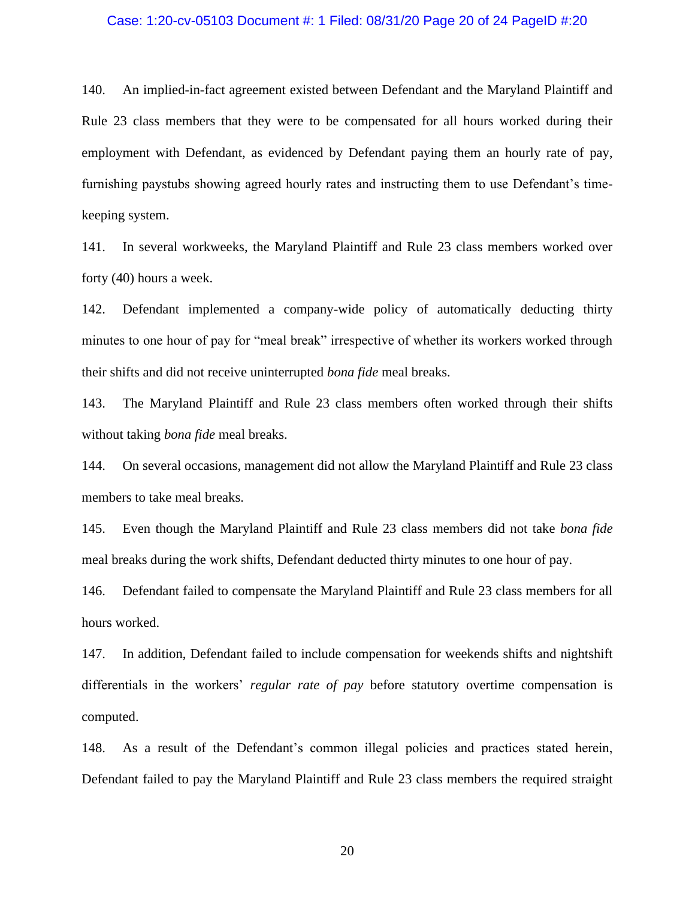140. An implied-in-fact agreement existed between Defendant and the Maryland Plaintiff and Rule 23 class members that they were to be compensated for all hours worked during their employment with Defendant, as evidenced by Defendant paying them an hourly rate of pay, furnishing paystubs showing agreed hourly rates and instructing them to use Defendant's time-keeping system.

141. In several workweeks, the Maryland Plaintiff and Rule 23 class members worked over forty (40) hours a week.

142. Defendant implemented a company-wide policy of automatically deducting thirty minutes to one hour of pay for "meal break" irrespective of whether its workers worked through their shifts and did not receive uninterrupted *bona fide* meal breaks.

143. The Maryland Plaintiff and Rule 23 class members often worked through their shifts without taking *bona fide* meal breaks.

144. On several occasions, management did not allow the Maryland Plaintiff and Rule 23 class members to take meal breaks.

145. Even though the Maryland Plaintiff and Rule 23 class members did not take *bona fide* meal breaks during the work shifts, Defendant deducted thirty minutes to one hour of pay.

146. Defendant failed to compensate the Maryland Plaintiff and Rule 23 class members for all hours worked.

147. In addition, Defendant failed to include compensation for weekends shifts and nightshift differentials in the workers' *regular rate of pay* before statutory overtime compensation is computed.

148. As a result of the Defendant's common illegal policies and practices stated herein, Defendant failed to pay the Maryland Plaintiff and Rule 23 class members the required straight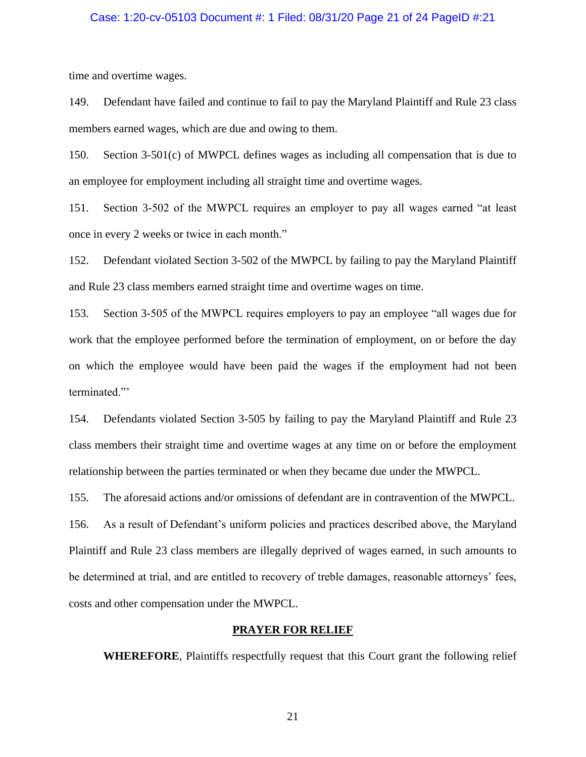time and overtime wages.

149. Defendant have failed and continue to fail to pay the Maryland Plaintiff and Rule 23 class members earned wages, which are due and owing to them.

150. Section 3-501(c) of MWPCL defines wages as including all compensation that is due to an employee for employment including all straight time and overtime wages.

151. Section 3-502 of the MWPCL requires an employer to pay all wages earned "at least once in every 2 weeks or twice in each month."

152. Defendant violated Section 3-502 of the MWPCL by failing to pay the Maryland Plaintiff and Rule 23 class members earned straight time and overtime wages on time.

153. Section 3-505 of the MWPCL requires employers to pay an employee "all wages due for work that the employee performed before the termination of employment, on or before the day on which the employee would have been paid the wages if the employment had not been terminated."'

154. Defendants violated Section 3-505 by failing to pay the Maryland Plaintiff and Rule 23 class members their straight time and overtime wages at any time on or before the employment relationship between the parties terminated or when they became due under the MWPCL.

155. The aforesaid actions and/or omissions of defendant are in contravention of the MWPCL.

156. As a result of Defendant's uniform policies and practices described above, the Maryland Plaintiff and Rule 23 class members are illegally deprived of wages earned, in such amounts to be determined at trial, and are entitled to recovery of treble damages, reasonable attorneys' fees, costs and other compensation under the MWPCL.

## PRAYER FOR RELIEF

**WHEREFORE**, Plaintiffs respectfully request that this Court grant the following relief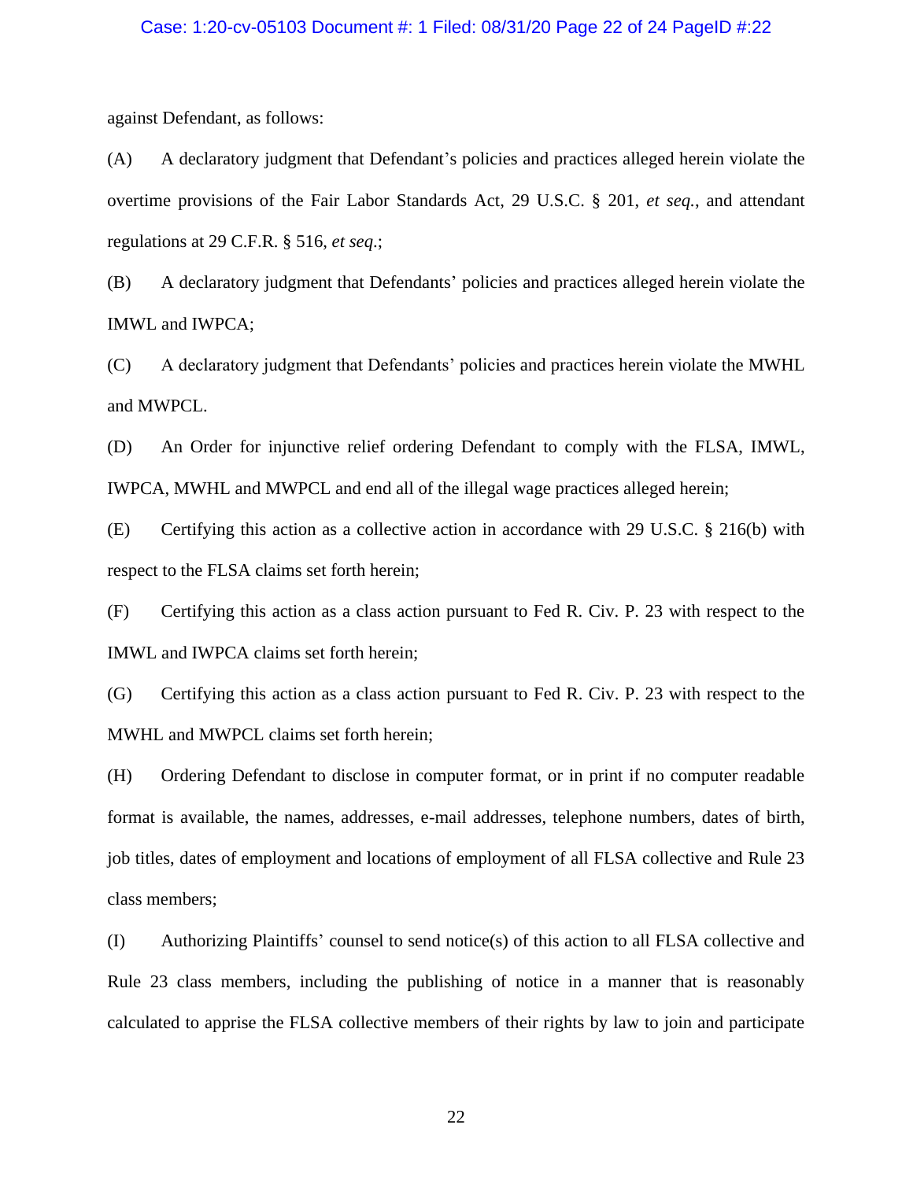against Defendant, as follows:

(A) A declaratory judgment that Defendant's policies and practices alleged herein violate the overtime provisions of the Fair Labor Standards Act, 29 U.S.C. § 201, *et seq.*, and attendant regulations at 29 C.F.R. § 516, *et seq*.;

(B) A declaratory judgment that Defendants' policies and practices alleged herein violate the IMWL and IWPCA;

(C) A declaratory judgment that Defendants' policies and practices herein violate the MWHL and MWPCL.

(D) An Order for injunctive relief ordering Defendant to comply with the FLSA, IMWL, IWPCA, MWHL and MWPCL and end all of the illegal wage practices alleged herein;

(E) Certifying this action as a collective action in accordance with 29 U.S.C. § 216(b) with respect to the FLSA claims set forth herein;

(F) Certifying this action as a class action pursuant to Fed R. Civ. P. 23 with respect to the IMWL and IWPCA claims set forth herein;

(G) Certifying this action as a class action pursuant to Fed R. Civ. P. 23 with respect to the MWHL and MWPCL claims set forth herein;

(H) Ordering Defendant to disclose in computer format, or in print if no computer readable format is available, the names, addresses, e-mail addresses, telephone numbers, dates of birth, job titles, dates of employment and locations of employment of all FLSA collective and Rule 23 class members;

(I) Authorizing Plaintiffs' counsel to send notice(s) of this action to all FLSA collective and Rule 23 class members, including the publishing of notice in a manner that is reasonably calculated to apprise the FLSA collective members of their rights by law to join and participate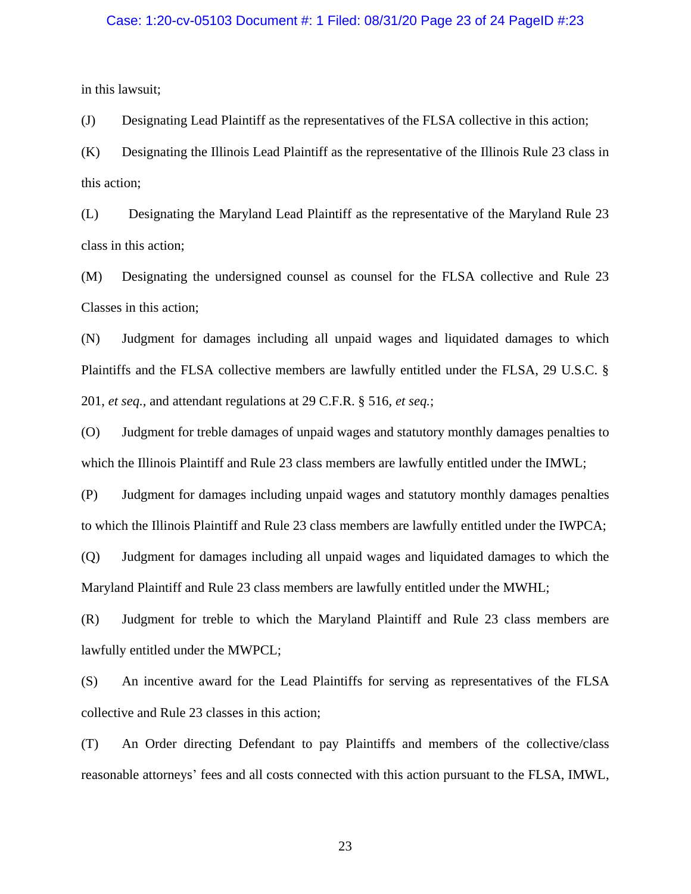in this lawsuit;

(J) Designating Lead Plaintiff as the representatives of the FLSA collective in this action;

(K) Designating the Illinois Lead Plaintiff as the representative of the Illinois Rule 23 class in this action;

(L) Designating the Maryland Lead Plaintiff as the representative of the Maryland Rule 23 class in this action;

(M) Designating the undersigned counsel as counsel for the FLSA collective and Rule 23 Classes in this action;

(N) Judgment for damages including all unpaid wages and liquidated damages to which Plaintiffs and the FLSA collective members are lawfully entitled under the FLSA, 29 U.S.C. § 201, *et seq.*, and attendant regulations at 29 C.F.R. § 516, *et seq.*;

(O) Judgment for treble damages of unpaid wages and statutory monthly damages penalties to which the Illinois Plaintiff and Rule 23 class members are lawfully entitled under the IMWL;

(P) Judgment for damages including unpaid wages and statutory monthly damages penalties to which the Illinois Plaintiff and Rule 23 class members are lawfully entitled under the IWPCA;

(Q) Judgment for damages including all unpaid wages and liquidated damages to which the Maryland Plaintiff and Rule 23 class members are lawfully entitled under the MWHL;

(R) Judgment for treble to which the Maryland Plaintiff and Rule 23 class members are lawfully entitled under the MWPCL;

(S) An incentive award for the Lead Plaintiffs for serving as representatives of the FLSA collective and Rule 23 classes in this action;

(T) An Order directing Defendant to pay Plaintiffs and members of the collective/class reasonable attorneys' fees and all costs connected with this action pursuant to the FLSA, IMWL,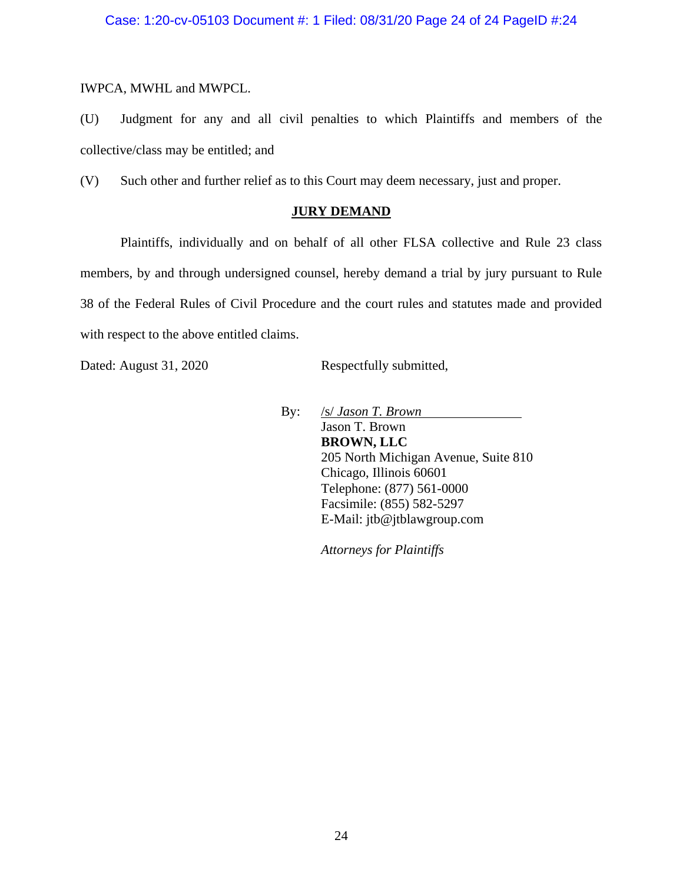IWPCA, MWHL and MWPCL.

(U) Judgment for any and all civil penalties to which Plaintiffs and members of the collective/class may be entitled; and

(V) Such other and further relief as to this Court may deem necessary, just and proper.

## JURY DEMAND

Plaintiffs, individually and on behalf of all other FLSA collective and Rule 23 class members, by and through undersigned counsel, hereby demand a trial by jury pursuant to Rule 38 of the Federal Rules of Civil Procedure and the court rules and statutes made and provided with respect to the above entitled claims.

Dated: August 31, 2020

Respectfully submitted,

By: /s/ *Jason T. Brown*
Jason T. Brown
**BROWN, LLC**
205 North Michigan Avenue, Suite 810
Chicago, Illinois 60601
Telephone: (877) 561-0000
Facsimile: (855) 582-5297
E-Mail: jtb@jtblawgroup.com

*Attorneys for Plaintiffs*